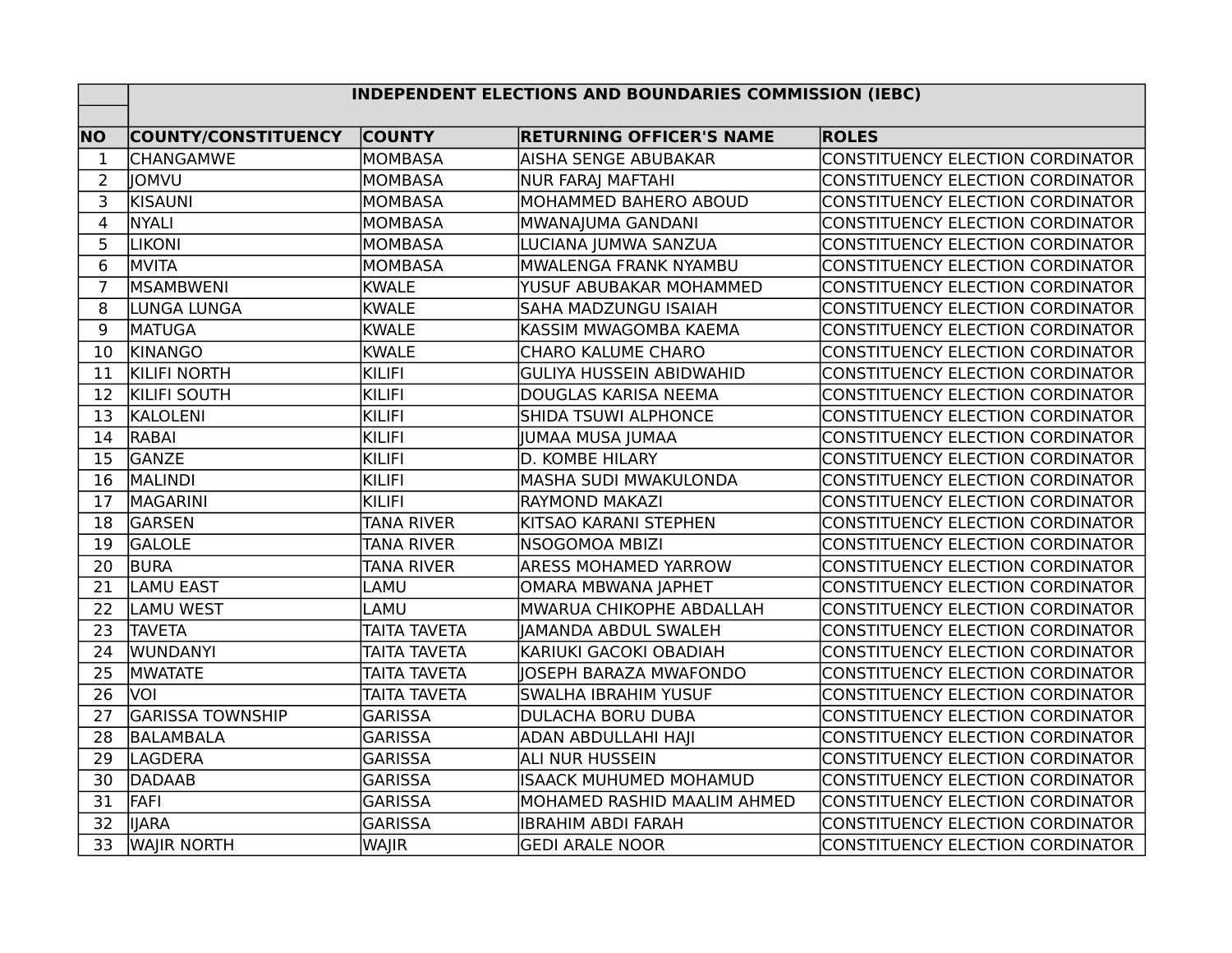| | INDEPENDENT ELECTIONS AND BOUNDARIES COMMISSION (IEBC) | | | |
|---|---|---|---|---|
| **NO** | **COUNTY/CONSTITUENCY** | **COUNTY** | **RETURNING OFFICER'S NAME** | **ROLES** |
| 1 | CHANGAMWE | MOMBASA | AISHA SENGE ABUBAKAR | CONSTITUENCY ELECTION CORDINATOR |
| 2 | JOMVU | MOMBASA | NUR FARAJ MAFTAHI | CONSTITUENCY ELECTION CORDINATOR |
| 3 | KISAUNI | MOMBASA | MOHAMMED BAHERO ABOUD | CONSTITUENCY ELECTION CORDINATOR |
| 4 | NYALI | MOMBASA | MWANAJUMA GANDANI | CONSTITUENCY ELECTION CORDINATOR |
| 5 | LIKONI | MOMBASA | LUCIANA JUMWA SANZUA | CONSTITUENCY ELECTION CORDINATOR |
| 6 | MVITA | MOMBASA | MWALENGA FRANK NYAMBU | CONSTITUENCY ELECTION CORDINATOR |
| 7 | MSAMBWENI | KWALE | YUSUF ABUBAKAR MOHAMMED | CONSTITUENCY ELECTION CORDINATOR |
| 8 | LUNGA LUNGA | KWALE | SAHA MADZUNGU ISAIAH | CONSTITUENCY ELECTION CORDINATOR |
| 9 | MATUGA | KWALE | KASSIM MWAGOMBA KAEMA | CONSTITUENCY ELECTION CORDINATOR |
| 10 | KINANGO | KWALE | CHARO KALUME CHARO | CONSTITUENCY ELECTION CORDINATOR |
| 11 | KILIFI NORTH | KILIFI | GULIYA HUSSEIN ABIDWAHID | CONSTITUENCY ELECTION CORDINATOR |
| 12 | KILIFI SOUTH | KILIFI | DOUGLAS KARISA NEEMA | CONSTITUENCY ELECTION CORDINATOR |
| 13 | KALOLENI | KILIFI | SHIDA TSUWI ALPHONCE | CONSTITUENCY ELECTION CORDINATOR |
| 14 | RABAI | KILIFI | JUMAA MUSA JUMAA | CONSTITUENCY ELECTION CORDINATOR |
| 15 | GANZE | KILIFI | D. KOMBE HILARY | CONSTITUENCY ELECTION CORDINATOR |
| 16 | MALINDI | KILIFI | MASHA SUDI MWAKULONDA | CONSTITUENCY ELECTION CORDINATOR |
| 17 | MAGARINI | KILIFI | RAYMOND MAKAZI | CONSTITUENCY ELECTION CORDINATOR |
| 18 | GARSEN | TANA RIVER | KITSAO KARANI STEPHEN | CONSTITUENCY ELECTION CORDINATOR |
| 19 | GALOLE | TANA RIVER | NSOGOMOA MBIZI | CONSTITUENCY ELECTION CORDINATOR |
| 20 | BURA | TANA RIVER | ARESS MOHAMED YARROW | CONSTITUENCY ELECTION CORDINATOR |
| 21 | LAMU EAST | LAMU | OMARA MBWANA JAPHET | CONSTITUENCY ELECTION CORDINATOR |
| 22 | LAMU WEST | LAMU | MWARUA CHIKOPHE ABDALLAH | CONSTITUENCY ELECTION CORDINATOR |
| 23 | TAVETA | TAITA TAVETA | JAMANDA ABDUL SWALEH | CONSTITUENCY ELECTION CORDINATOR |
| 24 | WUNDANYI | TAITA TAVETA | KARIUKI GACOKI OBADIAH | CONSTITUENCY ELECTION CORDINATOR |
| 25 | MWATATE | TAITA TAVETA | JOSEPH BARAZA MWAFONDO | CONSTITUENCY ELECTION CORDINATOR |
| 26 | VOI | TAITA TAVETA | SWALHA IBRAHIM YUSUF | CONSTITUENCY ELECTION CORDINATOR |
| 27 | GARISSA TOWNSHIP | GARISSA | DULACHA BORU DUBA | CONSTITUENCY ELECTION CORDINATOR |
| 28 | BALAMBALA | GARISSA | ADAN ABDULLAHI HAJI | CONSTITUENCY ELECTION CORDINATOR |
| 29 | LAGDERA | GARISSA | ALI NUR HUSSEIN | CONSTITUENCY ELECTION CORDINATOR |
| 30 | DADAAB | GARISSA | ISAACK MUHUMED MOHAMUD | CONSTITUENCY ELECTION CORDINATOR |
| 31 | FAFI | GARISSA | MOHAMED RASHID MAALIM AHMED | CONSTITUENCY ELECTION CORDINATOR |
| 32 | IJARA | GARISSA | IBRAHIM ABDI FARAH | CONSTITUENCY ELECTION CORDINATOR |
| 33 | WAJIR NORTH | WAJIR | GEDI ARALE NOOR | CONSTITUENCY ELECTION CORDINATOR |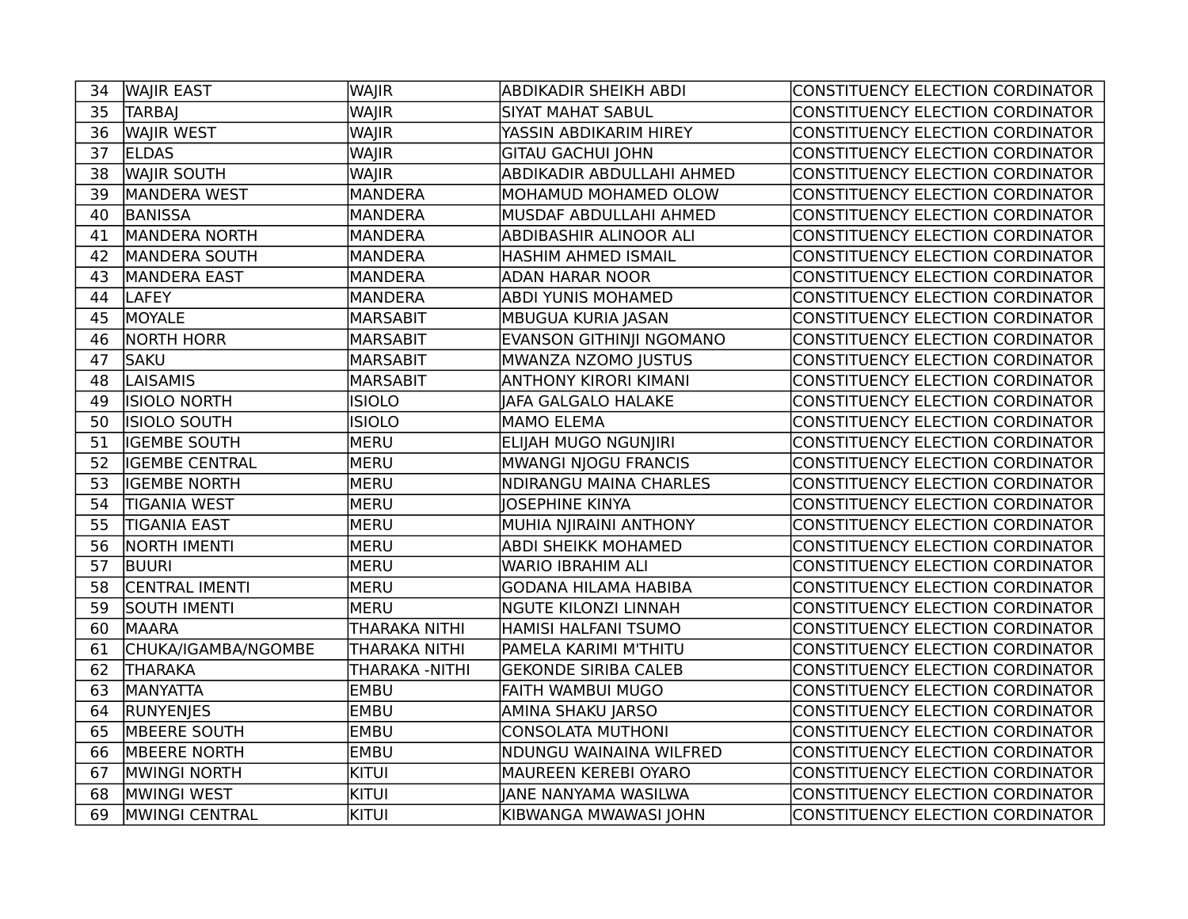| 34 | WAJIR EAST | WAJIR | ABDIKADIR SHEIKH ABDI | CONSTITUENCY ELECTION CORDINATOR |
|---|---|---|---|---|
| 35 | TARBAJ | WAJIR | SIYAT MAHAT SABUL | CONSTITUENCY ELECTION CORDINATOR |
| 36 | WAJIR WEST | WAJIR | YASSIN ABDIKARIM HIREY | CONSTITUENCY ELECTION CORDINATOR |
| 37 | ELDAS | WAJIR | GITAU GACHUI JOHN | CONSTITUENCY ELECTION CORDINATOR |
| 38 | WAJIR SOUTH | WAJIR | ABDIKADIR ABDULLAHI AHMED | CONSTITUENCY ELECTION CORDINATOR |
| 39 | MANDERA WEST | MANDERA | MOHAMUD MOHAMED OLOW | CONSTITUENCY ELECTION CORDINATOR |
| 40 | BANISSA | MANDERA | MUSDAF ABDULLAHI AHMED | CONSTITUENCY ELECTION CORDINATOR |
| 41 | MANDERA NORTH | MANDERA | ABDIBASHIR ALINOOR ALI | CONSTITUENCY ELECTION CORDINATOR |
| 42 | MANDERA SOUTH | MANDERA | HASHIM AHMED ISMAIL | CONSTITUENCY ELECTION CORDINATOR |
| 43 | MANDERA EAST | MANDERA | ADAN HARAR NOOR | CONSTITUENCY ELECTION CORDINATOR |
| 44 | LAFEY | MANDERA | ABDI YUNIS MOHAMED | CONSTITUENCY ELECTION CORDINATOR |
| 45 | MOYALE | MARSABIT | MBUGUA KURIA JASAN | CONSTITUENCY ELECTION CORDINATOR |
| 46 | NORTH HORR | MARSABIT | EVANSON GITHINJI NGOMANO | CONSTITUENCY ELECTION CORDINATOR |
| 47 | SAKU | MARSABIT | MWANZA NZOMO JUSTUS | CONSTITUENCY ELECTION CORDINATOR |
| 48 | LAISAMIS | MARSABIT | ANTHONY KIRORI KIMANI | CONSTITUENCY ELECTION CORDINATOR |
| 49 | ISIOLO NORTH | ISIOLO | JAFA GALGALO HALAKE | CONSTITUENCY ELECTION CORDINATOR |
| 50 | ISIOLO SOUTH | ISIOLO | MAMO ELEMA | CONSTITUENCY ELECTION CORDINATOR |
| 51 | IGEMBE SOUTH | MERU | ELIJAH MUGO NGUNJIRI | CONSTITUENCY ELECTION CORDINATOR |
| 52 | IGEMBE CENTRAL | MERU | MWANGI NJOGU FRANCIS | CONSTITUENCY ELECTION CORDINATOR |
| 53 | IGEMBE NORTH | MERU | NDIRANGU MAINA CHARLES | CONSTITUENCY ELECTION CORDINATOR |
| 54 | TIGANIA WEST | MERU | JOSEPHINE KINYA | CONSTITUENCY ELECTION CORDINATOR |
| 55 | TIGANIA EAST | MERU | MUHIA NJIRAINI ANTHONY | CONSTITUENCY ELECTION CORDINATOR |
| 56 | NORTH IMENTI | MERU | ABDI SHEIKK MOHAMED | CONSTITUENCY ELECTION CORDINATOR |
| 57 | BUURI | MERU | WARIO IBRAHIM ALI | CONSTITUENCY ELECTION CORDINATOR |
| 58 | CENTRAL IMENTI | MERU | GODANA HILAMA HABIBA | CONSTITUENCY ELECTION CORDINATOR |
| 59 | SOUTH IMENTI | MERU | NGUTE KILONZI LINNAH | CONSTITUENCY ELECTION CORDINATOR |
| 60 | MAARA | THARAKA NITHI | HAMISI HALFANI TSUMO | CONSTITUENCY ELECTION CORDINATOR |
| 61 | CHUKA/IGAMBA/NGOMBE | THARAKA NITHI | PAMELA KARIMI M'THITU | CONSTITUENCY ELECTION CORDINATOR |
| 62 | THARAKA | THARAKA -NITHI | GEKONDE SIRIBA CALEB | CONSTITUENCY ELECTION CORDINATOR |
| 63 | MANYATTA | EMBU | FAITH WAMBUI MUGO | CONSTITUENCY ELECTION CORDINATOR |
| 64 | RUNYENJES | EMBU | AMINA SHAKU JARSO | CONSTITUENCY ELECTION CORDINATOR |
| 65 | MBEERE SOUTH | EMBU | CONSOLATA MUTHONI | CONSTITUENCY ELECTION CORDINATOR |
| 66 | MBEERE NORTH | EMBU | NDUNGU WAINAINA WILFRED | CONSTITUENCY ELECTION CORDINATOR |
| 67 | MWINGI NORTH | KITUI | MAUREEN KEREBI OYARO | CONSTITUENCY ELECTION CORDINATOR |
| 68 | MWINGI WEST | KITUI | JANE NANYAMA WASILWA | CONSTITUENCY ELECTION CORDINATOR |
| 69 | MWINGI CENTRAL | KITUI | KIBWANGA MWAWASI JOHN | CONSTITUENCY ELECTION CORDINATOR |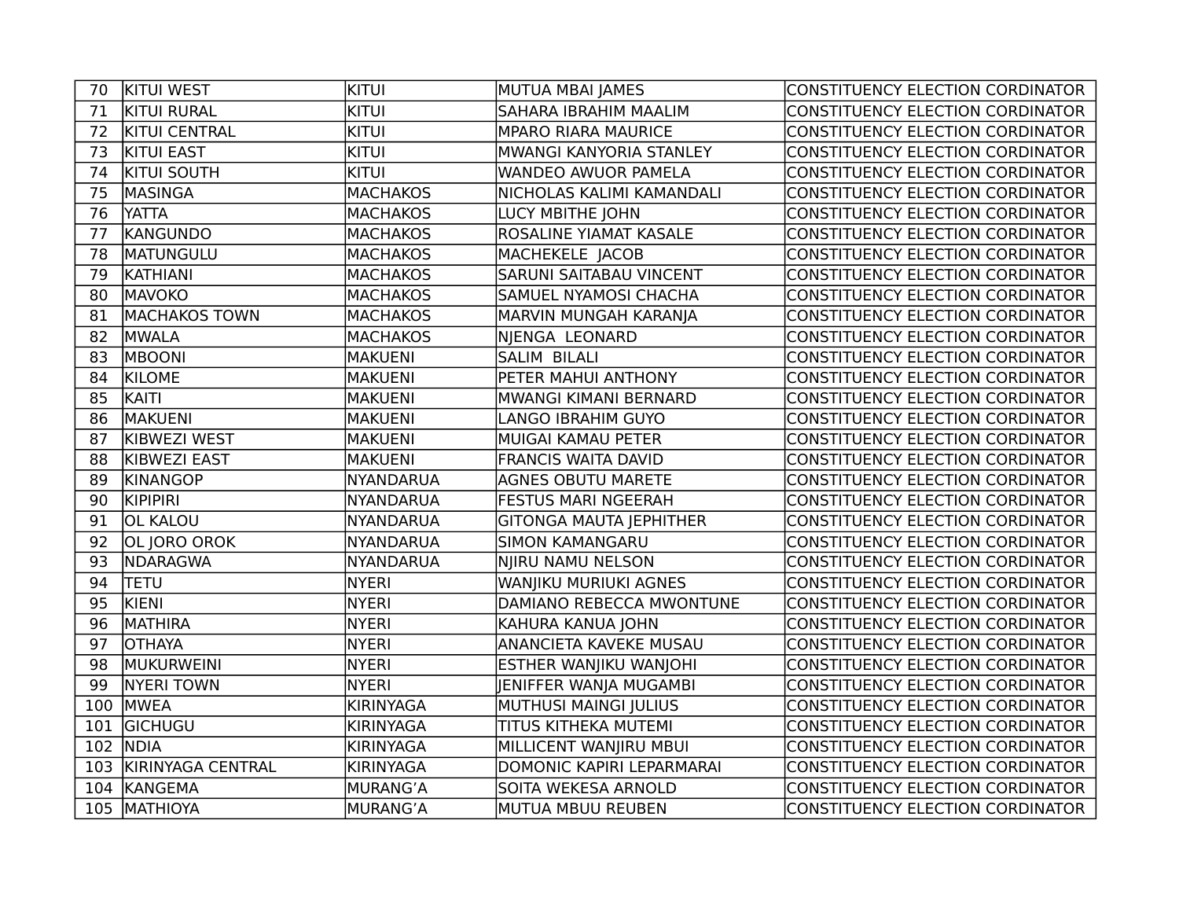| | | | | |
|---|---|---|---|---|
| 70 | KITUI WEST | KITUI | MUTUA MBAI JAMES | CONSTITUENCY ELECTION CORDINATOR |
| 71 | KITUI RURAL | KITUI | SAHARA IBRAHIM MAALIM | CONSTITUENCY ELECTION CORDINATOR |
| 72 | KITUI CENTRAL | KITUI | MPARO RIARA MAURICE | CONSTITUENCY ELECTION CORDINATOR |
| 73 | KITUI EAST | KITUI | MWANGI KANYORIA STANLEY | CONSTITUENCY ELECTION CORDINATOR |
| 74 | KITUI SOUTH | KITUI | WANDEO AWUOR PAMELA | CONSTITUENCY ELECTION CORDINATOR |
| 75 | MASINGA | MACHAKOS | NICHOLAS KALIMI KAMANDALI | CONSTITUENCY ELECTION CORDINATOR |
| 76 | YATTA | MACHAKOS | LUCY MBITHE JOHN | CONSTITUENCY ELECTION CORDINATOR |
| 77 | KANGUNDO | MACHAKOS | ROSALINE YIAMAT KASALE | CONSTITUENCY ELECTION CORDINATOR |
| 78 | MATUNGULU | MACHAKOS | MACHEKELE JACOB | CONSTITUENCY ELECTION CORDINATOR |
| 79 | KATHIANI | MACHAKOS | SARUNI SAITABAU VINCENT | CONSTITUENCY ELECTION CORDINATOR |
| 80 | MAVOKO | MACHAKOS | SAMUEL NYAMOSI CHACHA | CONSTITUENCY ELECTION CORDINATOR |
| 81 | MACHAKOS TOWN | MACHAKOS | MARVIN MUNGAH KARANJA | CONSTITUENCY ELECTION CORDINATOR |
| 82 | MWALA | MACHAKOS | NJENGA LEONARD | CONSTITUENCY ELECTION CORDINATOR |
| 83 | MBOONI | MAKUENI | SALIM BILALI | CONSTITUENCY ELECTION CORDINATOR |
| 84 | KILOME | MAKUENI | PETER MAHUI ANTHONY | CONSTITUENCY ELECTION CORDINATOR |
| 85 | KAITI | MAKUENI | MWANGI KIMANI BERNARD | CONSTITUENCY ELECTION CORDINATOR |
| 86 | MAKUENI | MAKUENI | LANGO IBRAHIM GUYO | CONSTITUENCY ELECTION CORDINATOR |
| 87 | KIBWEZI WEST | MAKUENI | MUIGAI KAMAU PETER | CONSTITUENCY ELECTION CORDINATOR |
| 88 | KIBWEZI EAST | MAKUENI | FRANCIS WAITA DAVID | CONSTITUENCY ELECTION CORDINATOR |
| 89 | KINANGOP | NYANDARUA | AGNES OBUTU MARETE | CONSTITUENCY ELECTION CORDINATOR |
| 90 | KIPIPIRI | NYANDARUA | FESTUS MARI NGEERAH | CONSTITUENCY ELECTION CORDINATOR |
| 91 | OL KALOU | NYANDARUA | GITONGA MAUTA JEPHITHER | CONSTITUENCY ELECTION CORDINATOR |
| 92 | OL JORO OROK | NYANDARUA | SIMON KAMANGARU | CONSTITUENCY ELECTION CORDINATOR |
| 93 | NDARAGWA | NYANDARUA | NJIRU NAMU NELSON | CONSTITUENCY ELECTION CORDINATOR |
| 94 | TETU | NYERI | WANJIKU MURIUKI AGNES | CONSTITUENCY ELECTION CORDINATOR |
| 95 | KIENI | NYERI | DAMIANO REBECCA MWONTUNE | CONSTITUENCY ELECTION CORDINATOR |
| 96 | MATHIRA | NYERI | KAHURA KANUA JOHN | CONSTITUENCY ELECTION CORDINATOR |
| 97 | OTHAYA | NYERI | ANANCIETA KAVEKE MUSAU | CONSTITUENCY ELECTION CORDINATOR |
| 98 | MUKURWEINI | NYERI | ESTHER WANJIKU WANJOHI | CONSTITUENCY ELECTION CORDINATOR |
| 99 | NYERI TOWN | NYERI | JENIFFER WANJA MUGAMBI | CONSTITUENCY ELECTION CORDINATOR |
| 100 | MWEA | KIRINYAGA | MUTHUSI MAINGI JULIUS | CONSTITUENCY ELECTION CORDINATOR |
| 101 | GICHUGU | KIRINYAGA | TITUS KITHEKA MUTEMI | CONSTITUENCY ELECTION CORDINATOR |
| 102 | NDIA | KIRINYAGA | MILLICENT WANJIRU MBUI | CONSTITUENCY ELECTION CORDINATOR |
| 103 | KIRINYAGA CENTRAL | KIRINYAGA | DOMONIC KAPIRI LEPARMARAI | CONSTITUENCY ELECTION CORDINATOR |
| 104 | KANGEMA | MURANG'A | SOITA WEKESA ARNOLD | CONSTITUENCY ELECTION CORDINATOR |
| 105 | MATHIOYA | MURANG'A | MUTUA MBUU REUBEN | CONSTITUENCY ELECTION CORDINATOR |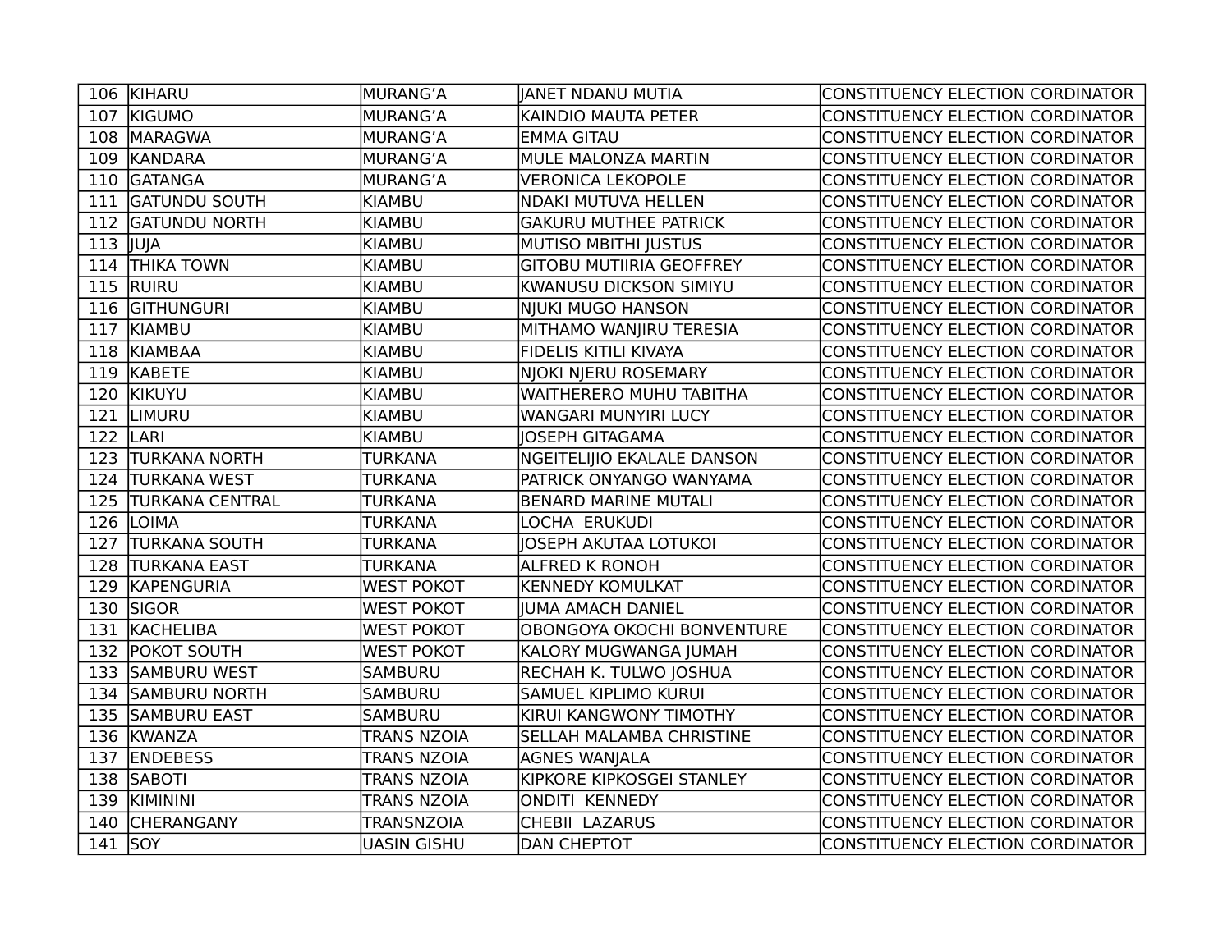| 106 | KIHARU | MURANG'A | JANET NDANU MUTIA | CONSTITUENCY ELECTION CORDINATOR |
|---|---|---|---|---|
| 107 | KIGUMO | MURANG'A | KAINDIO MAUTA PETER | CONSTITUENCY ELECTION CORDINATOR |
| 108 | MARAGWA | MURANG'A | EMMA GITAU | CONSTITUENCY ELECTION CORDINATOR |
| 109 | KANDARA | MURANG'A | MULE MALONZA MARTIN | CONSTITUENCY ELECTION CORDINATOR |
| 110 | GATANGA | MURANG'A | VERONICA LEKOPOLE | CONSTITUENCY ELECTION CORDINATOR |
| 111 | GATUNDU SOUTH | KIAMBU | NDAKI MUTUVA HELLEN | CONSTITUENCY ELECTION CORDINATOR |
| 112 | GATUNDU NORTH | KIAMBU | GAKURU MUTHEE PATRICK | CONSTITUENCY ELECTION CORDINATOR |
| 113 | JUJA | KIAMBU | MUTISO MBITHI JUSTUS | CONSTITUENCY ELECTION CORDINATOR |
| 114 | THIKA TOWN | KIAMBU | GITOBU MUTIIRIA GEOFFREY | CONSTITUENCY ELECTION CORDINATOR |
| 115 | RUIRU | KIAMBU | KWANUSU DICKSON SIMIYU | CONSTITUENCY ELECTION CORDINATOR |
| 116 | GITHUNGURI | KIAMBU | NJUKI MUGO HANSON | CONSTITUENCY ELECTION CORDINATOR |
| 117 | KIAMBU | KIAMBU | MITHAMO WANJIRU TERESIA | CONSTITUENCY ELECTION CORDINATOR |
| 118 | KIAMBAA | KIAMBU | FIDELIS KITILI KIVAYA | CONSTITUENCY ELECTION CORDINATOR |
| 119 | KABETE | KIAMBU | NJOKI NJERU ROSEMARY | CONSTITUENCY ELECTION CORDINATOR |
| 120 | KIKUYU | KIAMBU | WAITHERERO MUHU TABITHA | CONSTITUENCY ELECTION CORDINATOR |
| 121 | LIMURU | KIAMBU | WANGARI MUNYIRI LUCY | CONSTITUENCY ELECTION CORDINATOR |
| 122 | LARI | KIAMBU | JOSEPH GITAGAMA | CONSTITUENCY ELECTION CORDINATOR |
| 123 | TURKANA NORTH | TURKANA | NGEITELIJIO EKALALE DANSON | CONSTITUENCY ELECTION CORDINATOR |
| 124 | TURKANA WEST | TURKANA | PATRICK ONYANGO WANYAMA | CONSTITUENCY ELECTION CORDINATOR |
| 125 | TURKANA CENTRAL | TURKANA | BENARD MARINE MUTALI | CONSTITUENCY ELECTION CORDINATOR |
| 126 | LOIMA | TURKANA | LOCHA ERUKUDI | CONSTITUENCY ELECTION CORDINATOR |
| 127 | TURKANA SOUTH | TURKANA | JOSEPH AKUTAA LOTUKOI | CONSTITUENCY ELECTION CORDINATOR |
| 128 | TURKANA EAST | TURKANA | ALFRED K RONOH | CONSTITUENCY ELECTION CORDINATOR |
| 129 | KAPENGURIA | WEST POKOT | KENNEDY KOMULKAT | CONSTITUENCY ELECTION CORDINATOR |
| 130 | SIGOR | WEST POKOT | JUMA AMACH DANIEL | CONSTITUENCY ELECTION CORDINATOR |
| 131 | KACHELIBA | WEST POKOT | OBONGOYA OKOCHI BONVENTURE | CONSTITUENCY ELECTION CORDINATOR |
| 132 | POKOT SOUTH | WEST POKOT | KALORY MUGWANGA JUMAH | CONSTITUENCY ELECTION CORDINATOR |
| 133 | SAMBURU WEST | SAMBURU | RECHAH K. TULWO JOSHUA | CONSTITUENCY ELECTION CORDINATOR |
| 134 | SAMBURU NORTH | SAMBURU | SAMUEL KIPLIMO KURUI | CONSTITUENCY ELECTION CORDINATOR |
| 135 | SAMBURU EAST | SAMBURU | KIRUI KANGWONY TIMOTHY | CONSTITUENCY ELECTION CORDINATOR |
| 136 | KWANZA | TRANS NZOIA | SELLAH MALAMBA CHRISTINE | CONSTITUENCY ELECTION CORDINATOR |
| 137 | ENDEBESS | TRANS NZOIA | AGNES WANJALA | CONSTITUENCY ELECTION CORDINATOR |
| 138 | SABOTI | TRANS NZOIA | KIPKORE KIPKOSGEI STANLEY | CONSTITUENCY ELECTION CORDINATOR |
| 139 | KIMININI | TRANS NZOIA | ONDITI KENNEDY | CONSTITUENCY ELECTION CORDINATOR |
| 140 | CHERANGANY | TRANSNZOIA | CHEBII LAZARUS | CONSTITUENCY ELECTION CORDINATOR |
| 141 | SOY | UASIN GISHU | DAN CHEPTOT | CONSTITUENCY ELECTION CORDINATOR |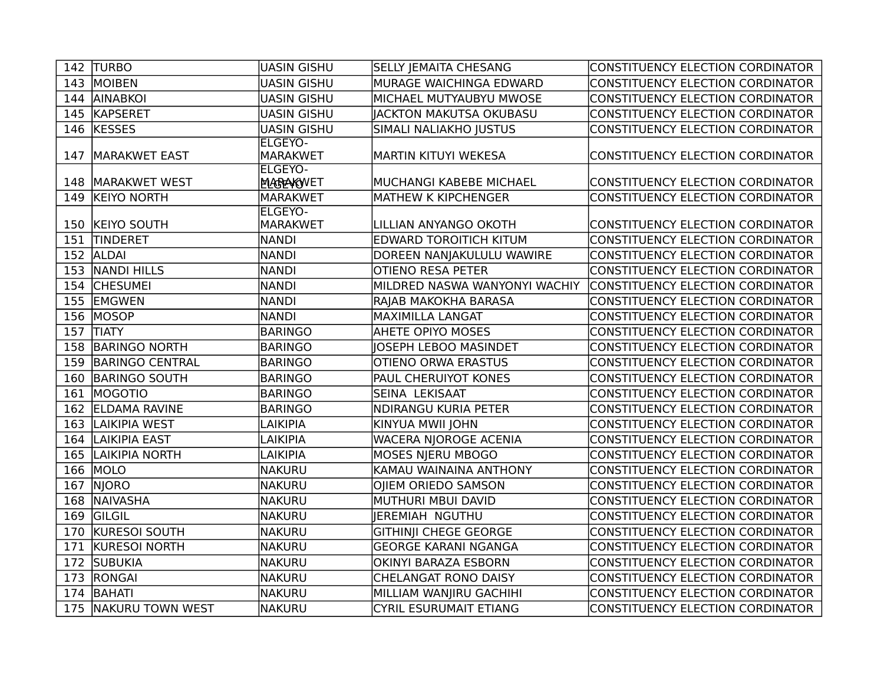| 142 | TURBO | UASIN GISHU | SELLY JEMAITA CHESANG | CONSTITUENCY ELECTION CORDINATOR |
|---|---|---|---|---|
| 143 | MOIBEN | UASIN GISHU | MURAGE WAICHINGA EDWARD | CONSTITUENCY ELECTION CORDINATOR |
| 144 | AINABKOI | UASIN GISHU | MICHAEL MUTYAUBYU MWOSE | CONSTITUENCY ELECTION CORDINATOR |
| 145 | KAPSERET | UASIN GISHU | JACKTON MAKUTSA OKUBASU | CONSTITUENCY ELECTION CORDINATOR |
| 146 | KESSES | UASIN GISHU | SIMALI NALIAKHO JUSTUS | CONSTITUENCY ELECTION CORDINATOR |
| 147 | MARAKWET EAST | ELGEYO-MARAKWET | MARTIN KITUYI WEKESA | CONSTITUENCY ELECTION CORDINATOR |
| 148 | MARAKWET WEST | ELGEYO-MARAKWET | MUCHANGI KABEBE MICHAEL | CONSTITUENCY ELECTION CORDINATOR |
| 149 | KEIYO NORTH | ELGEYO-MARAKWET | MATHEW K KIPCHENGER | CONSTITUENCY ELECTION CORDINATOR |
| 150 | KEIYO SOUTH | ELGEYO-MARAKWET | LILLIAN ANYANGO OKOTH | CONSTITUENCY ELECTION CORDINATOR |
| 151 | TINDERET | NANDI | EDWARD TOROITICH KITUM | CONSTITUENCY ELECTION CORDINATOR |
| 152 | ALDAI | NANDI | DOREEN NANJAKULULU WAWIRE | CONSTITUENCY ELECTION CORDINATOR |
| 153 | NANDI HILLS | NANDI | OTIENO RESA PETER | CONSTITUENCY ELECTION CORDINATOR |
| 154 | CHESUMEI | NANDI | MILDRED NASWA WANYONYI WACHIY | CONSTITUENCY ELECTION CORDINATOR |
| 155 | EMGWEN | NANDI | RAJAB MAKOKHA BARASA | CONSTITUENCY ELECTION CORDINATOR |
| 156 | MOSOP | NANDI | MAXIMILLA LANGAT | CONSTITUENCY ELECTION CORDINATOR |
| 157 | TIATY | BARINGO | AHETE OPIYO MOSES | CONSTITUENCY ELECTION CORDINATOR |
| 158 | BARINGO NORTH | BARINGO | JOSEPH LEBOO MASINDET | CONSTITUENCY ELECTION CORDINATOR |
| 159 | BARINGO CENTRAL | BARINGO | OTIENO ORWA ERASTUS | CONSTITUENCY ELECTION CORDINATOR |
| 160 | BARINGO SOUTH | BARINGO | PAUL CHERUIYOT KONES | CONSTITUENCY ELECTION CORDINATOR |
| 161 | MOGOTIO | BARINGO | SEINA  LEKISAAT | CONSTITUENCY ELECTION CORDINATOR |
| 162 | ELDAMA RAVINE | BARINGO | NDIRANGU KURIA PETER | CONSTITUENCY ELECTION CORDINATOR |
| 163 | LAIKIPIA WEST | LAIKIPIA | KINYUA MWII JOHN | CONSTITUENCY ELECTION CORDINATOR |
| 164 | LAIKIPIA EAST | LAIKIPIA | WACERA NJOROGE ACENIA | CONSTITUENCY ELECTION CORDINATOR |
| 165 | LAIKIPIA NORTH | LAIKIPIA | MOSES NJERU MBOGO | CONSTITUENCY ELECTION CORDINATOR |
| 166 | MOLO | NAKURU | KAMAU WAINAINA ANTHONY | CONSTITUENCY ELECTION CORDINATOR |
| 167 | NJORO | NAKURU | OJIEM ORIEDO SAMSON | CONSTITUENCY ELECTION CORDINATOR |
| 168 | NAIVASHA | NAKURU | MUTHURI MBUI DAVID | CONSTITUENCY ELECTION CORDINATOR |
| 169 | GILGIL | NAKURU | JEREMIAH  NGUTHU | CONSTITUENCY ELECTION CORDINATOR |
| 170 | KURESOI SOUTH | NAKURU | GITHINJI CHEGE GEORGE | CONSTITUENCY ELECTION CORDINATOR |
| 171 | KURESOI NORTH | NAKURU | GEORGE KARANI NGANGA | CONSTITUENCY ELECTION CORDINATOR |
| 172 | SUBUKIA | NAKURU | OKINYI BARAZA ESBORN | CONSTITUENCY ELECTION CORDINATOR |
| 173 | RONGAI | NAKURU | CHELANGAT RONO DAISY | CONSTITUENCY ELECTION CORDINATOR |
| 174 | BAHATI | NAKURU | MILLIAM WANJIRU GACHIHI | CONSTITUENCY ELECTION CORDINATOR |
| 175 | NAKURU TOWN WEST | NAKURU | CYRIL ESURUMAIT ETIANG | CONSTITUENCY ELECTION CORDINATOR |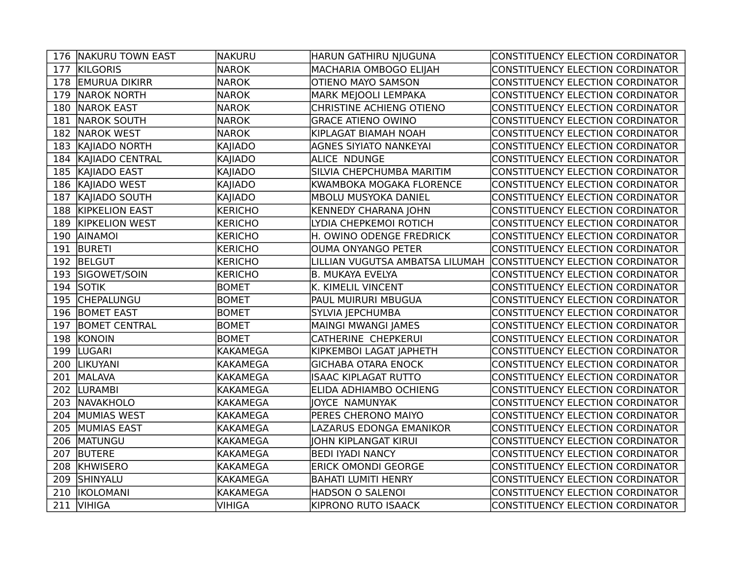| | | | | |
|---|---|---|---|---|
| 176 | NAKURU TOWN EAST | NAKURU | HARUN GATHIRU NJUGUNA | CONSTITUENCY ELECTION CORDINATOR |
| 177 | KILGORIS | NAROK | MACHARIA OMBOGO ELIJAH | CONSTITUENCY ELECTION CORDINATOR |
| 178 | EMURUA DIKIRR | NAROK | OTIENO MAYO SAMSON | CONSTITUENCY ELECTION CORDINATOR |
| 179 | NAROK NORTH | NAROK | MARK MEJOOLI LEMPAKA | CONSTITUENCY ELECTION CORDINATOR |
| 180 | NAROK EAST | NAROK | CHRISTINE ACHIENG OTIENO | CONSTITUENCY ELECTION CORDINATOR |
| 181 | NAROK SOUTH | NAROK | GRACE ATIENO OWINO | CONSTITUENCY ELECTION CORDINATOR |
| 182 | NAROK WEST | NAROK | KIPLAGAT BIAMAH NOAH | CONSTITUENCY ELECTION CORDINATOR |
| 183 | KAJIADO NORTH | KAJIADO | AGNES SIYIATO NANKEYAI | CONSTITUENCY ELECTION CORDINATOR |
| 184 | KAJIADO CENTRAL | KAJIADO | ALICE NDUNGE | CONSTITUENCY ELECTION CORDINATOR |
| 185 | KAJIADO EAST | KAJIADO | SILVIA CHEPCHUMBA MARITIM | CONSTITUENCY ELECTION CORDINATOR |
| 186 | KAJIADO WEST | KAJIADO | KWAMBOKA MOGAKA FLORENCE | CONSTITUENCY ELECTION CORDINATOR |
| 187 | KAJIADO SOUTH | KAJIADO | MBOLU MUSYOKA DANIEL | CONSTITUENCY ELECTION CORDINATOR |
| 188 | KIPKELION EAST | KERICHO | KENNEDY CHARANA JOHN | CONSTITUENCY ELECTION CORDINATOR |
| 189 | KIPKELION WEST | KERICHO | LYDIA CHEPKEMOI ROTICH | CONSTITUENCY ELECTION CORDINATOR |
| 190 | AINAMOI | KERICHO | H. OWINO ODENGE FREDRICK | CONSTITUENCY ELECTION CORDINATOR |
| 191 | BURETI | KERICHO | OUMA ONYANGO PETER | CONSTITUENCY ELECTION CORDINATOR |
| 192 | BELGUT | KERICHO | LILLIAN VUGUTSA AMBATSA LILUMAH | CONSTITUENCY ELECTION CORDINATOR |
| 193 | SIGOWET/SOIN | KERICHO | B. MUKAYA EVELYA | CONSTITUENCY ELECTION CORDINATOR |
| 194 | SOTIK | BOMET | K. KIMELIL VINCENT | CONSTITUENCY ELECTION CORDINATOR |
| 195 | CHEPALUNGU | BOMET | PAUL MUIRURI MBUGUA | CONSTITUENCY ELECTION CORDINATOR |
| 196 | BOMET EAST | BOMET | SYLVIA JEPCHUMBA | CONSTITUENCY ELECTION CORDINATOR |
| 197 | BOMET CENTRAL | BOMET | MAINGI MWANGI JAMES | CONSTITUENCY ELECTION CORDINATOR |
| 198 | KONOIN | BOMET | CATHERINE CHEPKERUI | CONSTITUENCY ELECTION CORDINATOR |
| 199 | LUGARI | KAKAMEGA | KIPKEMBOI LAGAT JAPHETH | CONSTITUENCY ELECTION CORDINATOR |
| 200 | LIKUYANI | KAKAMEGA | GICHABA OTARA ENOCK | CONSTITUENCY ELECTION CORDINATOR |
| 201 | MALAVA | KAKAMEGA | ISAAC KIPLAGAT RUTTO | CONSTITUENCY ELECTION CORDINATOR |
| 202 | LURAMBI | KAKAMEGA | ELIDA ADHIAMBO OCHIENG | CONSTITUENCY ELECTION CORDINATOR |
| 203 | NAVAKHOLO | KAKAMEGA | JOYCE NAMUNYAK | CONSTITUENCY ELECTION CORDINATOR |
| 204 | MUMIAS WEST | KAKAMEGA | PERES CHERONO MAIYO | CONSTITUENCY ELECTION CORDINATOR |
| 205 | MUMIAS EAST | KAKAMEGA | LAZARUS EDONGA EMANIKOR | CONSTITUENCY ELECTION CORDINATOR |
| 206 | MATUNGU | KAKAMEGA | JOHN KIPLANGAT KIRUI | CONSTITUENCY ELECTION CORDINATOR |
| 207 | BUTERE | KAKAMEGA | BEDI IYADI NANCY | CONSTITUENCY ELECTION CORDINATOR |
| 208 | KHWISERO | KAKAMEGA | ERICK OMONDI GEORGE | CONSTITUENCY ELECTION CORDINATOR |
| 209 | SHINYALU | KAKAMEGA | BAHATI LUMITI HENRY | CONSTITUENCY ELECTION CORDINATOR |
| 210 | IKOLOMANI | KAKAMEGA | HADSON O SALENOI | CONSTITUENCY ELECTION CORDINATOR |
| 211 | VIHIGA | VIHIGA | KIPRONO RUTO ISAACK | CONSTITUENCY ELECTION CORDINATOR |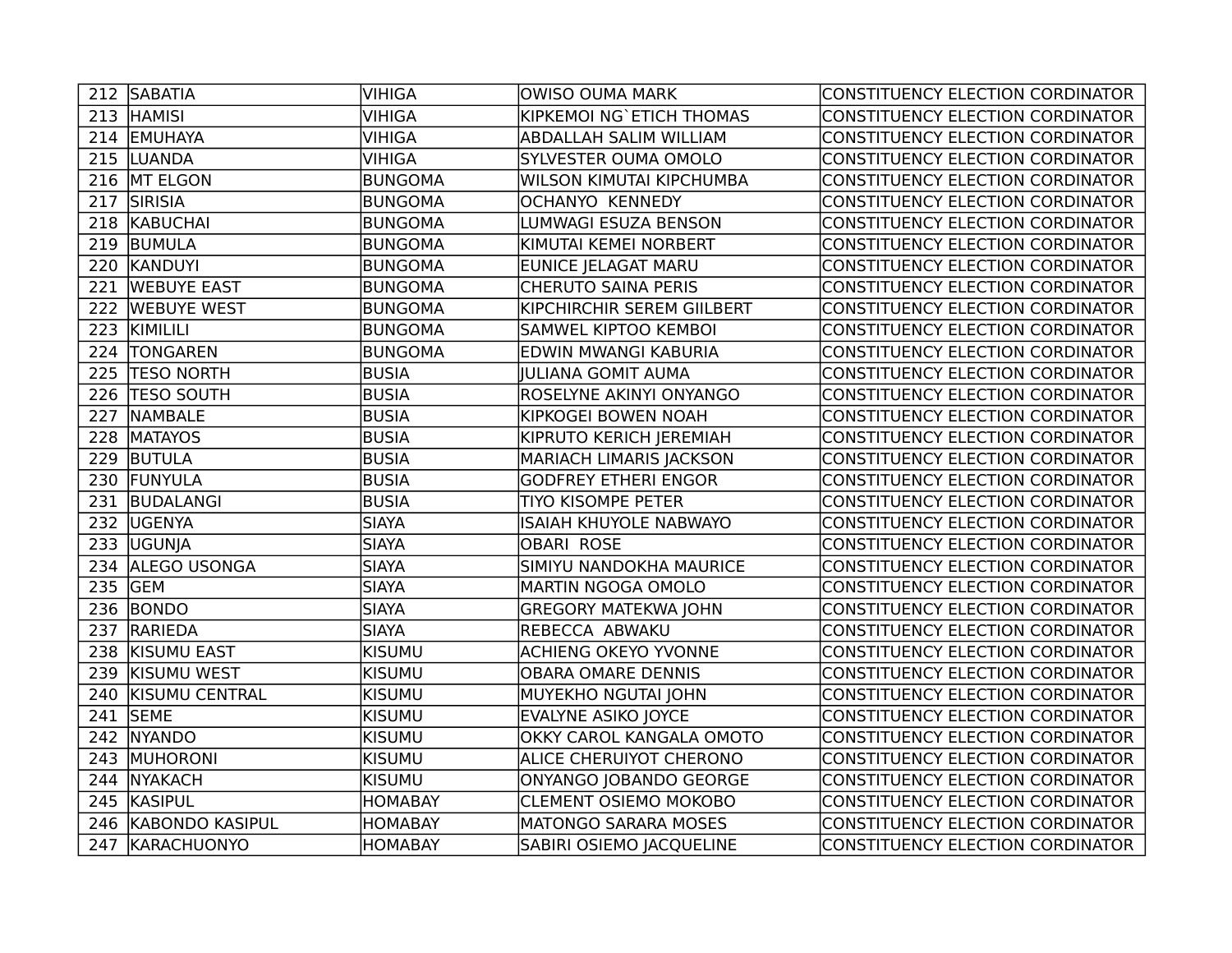| | | | | |
|---|---|---|---|---|
| 212 | SABATIA | VIHIGA | OWISO OUMA MARK | CONSTITUENCY ELECTION CORDINATOR |
| 213 | HAMISI | VIHIGA | KIPKEMOI NG`ETICH THOMAS | CONSTITUENCY ELECTION CORDINATOR |
| 214 | EMUHAYA | VIHIGA | ABDALLAH SALIM WILLIAM | CONSTITUENCY ELECTION CORDINATOR |
| 215 | LUANDA | VIHIGA | SYLVESTER OUMA OMOLO | CONSTITUENCY ELECTION CORDINATOR |
| 216 | MT ELGON | BUNGOMA | WILSON KIMUTAI KIPCHUMBA | CONSTITUENCY ELECTION CORDINATOR |
| 217 | SIRISIA | BUNGOMA | OCHANYO KENNEDY | CONSTITUENCY ELECTION CORDINATOR |
| 218 | KABUCHAI | BUNGOMA | LUMWAGI ESUZA BENSON | CONSTITUENCY ELECTION CORDINATOR |
| 219 | BUMULA | BUNGOMA | KIMUTAI KEMEI NORBERT | CONSTITUENCY ELECTION CORDINATOR |
| 220 | KANDUYI | BUNGOMA | EUNICE JELAGAT MARU | CONSTITUENCY ELECTION CORDINATOR |
| 221 | WEBUYE EAST | BUNGOMA | CHERUTO SAINA PERIS | CONSTITUENCY ELECTION CORDINATOR |
| 222 | WEBUYE WEST | BUNGOMA | KIPCHIRCHIR SEREM GIILBERT | CONSTITUENCY ELECTION CORDINATOR |
| 223 | KIMILILI | BUNGOMA | SAMWEL KIPTOO KEMBOI | CONSTITUENCY ELECTION CORDINATOR |
| 224 | TONGAREN | BUNGOMA | EDWIN MWANGI KABURIA | CONSTITUENCY ELECTION CORDINATOR |
| 225 | TESO NORTH | BUSIA | JULIANA GOMIT AUMA | CONSTITUENCY ELECTION CORDINATOR |
| 226 | TESO SOUTH | BUSIA | ROSELYNE AKINYI ONYANGO | CONSTITUENCY ELECTION CORDINATOR |
| 227 | NAMBALE | BUSIA | KIPKOGEI BOWEN NOAH | CONSTITUENCY ELECTION CORDINATOR |
| 228 | MATAYOS | BUSIA | KIPRUTO KERICH JEREMIAH | CONSTITUENCY ELECTION CORDINATOR |
| 229 | BUTULA | BUSIA | MARIACH LIMARIS JACKSON | CONSTITUENCY ELECTION CORDINATOR |
| 230 | FUNYULA | BUSIA | GODFREY ETHERI ENGOR | CONSTITUENCY ELECTION CORDINATOR |
| 231 | BUDALANGI | BUSIA | TIYO KISOMPE PETER | CONSTITUENCY ELECTION CORDINATOR |
| 232 | UGENYA | SIAYA | ISAIAH KHUYOLE NABWAYO | CONSTITUENCY ELECTION CORDINATOR |
| 233 | UGUNJA | SIAYA | OBARI ROSE | CONSTITUENCY ELECTION CORDINATOR |
| 234 | ALEGO USONGA | SIAYA | SIMIYU NANDOKHA MAURICE | CONSTITUENCY ELECTION CORDINATOR |
| 235 | GEM | SIAYA | MARTIN NGOGA OMOLO | CONSTITUENCY ELECTION CORDINATOR |
| 236 | BONDO | SIAYA | GREGORY MATEKWA JOHN | CONSTITUENCY ELECTION CORDINATOR |
| 237 | RARIEDA | SIAYA | REBECCA ABWAKU | CONSTITUENCY ELECTION CORDINATOR |
| 238 | KISUMU EAST | KISUMU | ACHIENG OKEYO YVONNE | CONSTITUENCY ELECTION CORDINATOR |
| 239 | KISUMU WEST | KISUMU | OBARA OMARE DENNIS | CONSTITUENCY ELECTION CORDINATOR |
| 240 | KISUMU CENTRAL | KISUMU | MUYEKHO NGUTAI JOHN | CONSTITUENCY ELECTION CORDINATOR |
| 241 | SEME | KISUMU | EVALYNE ASIKO JOYCE | CONSTITUENCY ELECTION CORDINATOR |
| 242 | NYANDO | KISUMU | OKKY CAROL KANGALA OMOTO | CONSTITUENCY ELECTION CORDINATOR |
| 243 | MUHORONI | KISUMU | ALICE CHERUIYOT CHERONO | CONSTITUENCY ELECTION CORDINATOR |
| 244 | NYAKACH | KISUMU | ONYANGO JOBANDO GEORGE | CONSTITUENCY ELECTION CORDINATOR |
| 245 | KASIPUL | HOMABAY | CLEMENT OSIEMO MOKOBO | CONSTITUENCY ELECTION CORDINATOR |
| 246 | KABONDO KASIPUL | HOMABAY | MATONGO SARARA MOSES | CONSTITUENCY ELECTION CORDINATOR |
| 247 | KARACHUONYO | HOMABAY | SABIRI OSIEMO JACQUELINE | CONSTITUENCY ELECTION CORDINATOR |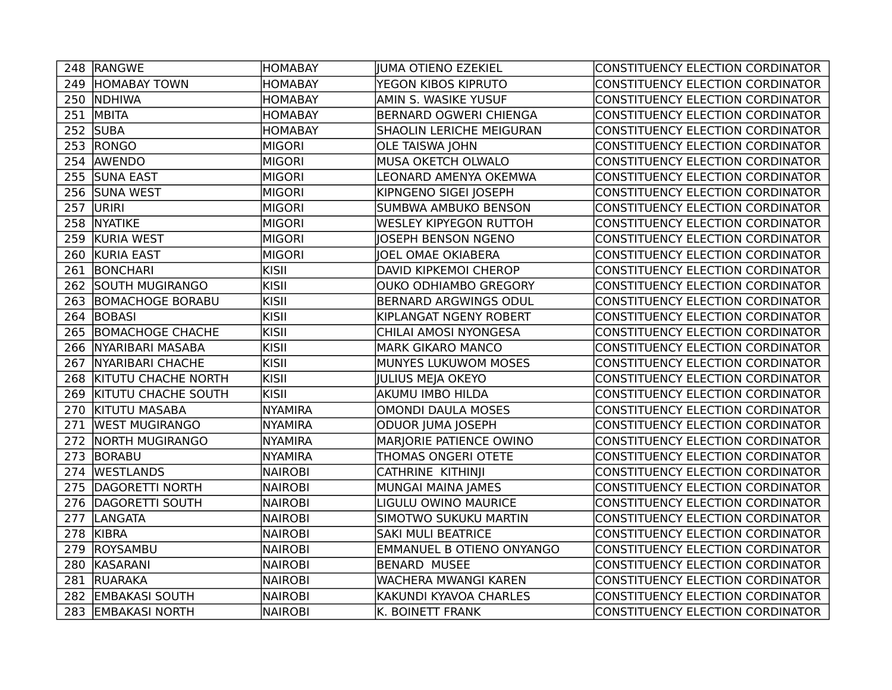| 248 | RANGWE | HOMABAY | JUMA OTIENO EZEKIEL | CONSTITUENCY ELECTION CORDINATOR |
|---|---|---|---|---|
| 249 | HOMABAY TOWN | HOMABAY | YEGON KIBOS KIPRUTO | CONSTITUENCY ELECTION CORDINATOR |
| 250 | NDHIWA | HOMABAY | AMIN S. WASIKE YUSUF | CONSTITUENCY ELECTION CORDINATOR |
| 251 | MBITA | HOMABAY | BERNARD OGWERI CHIENGA | CONSTITUENCY ELECTION CORDINATOR |
| 252 | SUBA | HOMABAY | SHAOLIN LERICHE MEIGURAN | CONSTITUENCY ELECTION CORDINATOR |
| 253 | RONGO | MIGORI | OLE TAISWA JOHN | CONSTITUENCY ELECTION CORDINATOR |
| 254 | AWENDO | MIGORI | MUSA OKETCH OLWALO | CONSTITUENCY ELECTION CORDINATOR |
| 255 | SUNA EAST | MIGORI | LEONARD AMENYA OKEMWA | CONSTITUENCY ELECTION CORDINATOR |
| 256 | SUNA WEST | MIGORI | KIPNGENO SIGEI JOSEPH | CONSTITUENCY ELECTION CORDINATOR |
| 257 | URIRI | MIGORI | SUMBWA AMBUKO BENSON | CONSTITUENCY ELECTION CORDINATOR |
| 258 | NYATIKE | MIGORI | WESLEY KIPYEGON RUTTOH | CONSTITUENCY ELECTION CORDINATOR |
| 259 | KURIA WEST | MIGORI | JOSEPH BENSON NGENO | CONSTITUENCY ELECTION CORDINATOR |
| 260 | KURIA EAST | MIGORI | JOEL OMAE OKIABERA | CONSTITUENCY ELECTION CORDINATOR |
| 261 | BONCHARI | KISII | DAVID KIPKEMOI CHEROP | CONSTITUENCY ELECTION CORDINATOR |
| 262 | SOUTH MUGIRANGO | KISII | OUKO ODHIAMBO GREGORY | CONSTITUENCY ELECTION CORDINATOR |
| 263 | BOMACHOGE BORABU | KISII | BERNARD ARGWINGS ODUL | CONSTITUENCY ELECTION CORDINATOR |
| 264 | BOBASI | KISII | KIPLANGAT NGENY ROBERT | CONSTITUENCY ELECTION CORDINATOR |
| 265 | BOMACHOGE CHACHE | KISII | CHILAI AMOSI NYONGESA | CONSTITUENCY ELECTION CORDINATOR |
| 266 | NYARIBARI MASABA | KISII | MARK GIKARO MANCO | CONSTITUENCY ELECTION CORDINATOR |
| 267 | NYARIBARI CHACHE | KISII | MUNYES LUKUWOM MOSES | CONSTITUENCY ELECTION CORDINATOR |
| 268 | KITUTU CHACHE NORTH | KISII | JULIUS MEJA OKEYO | CONSTITUENCY ELECTION CORDINATOR |
| 269 | KITUTU CHACHE SOUTH | KISII | AKUMU IMBO HILDA | CONSTITUENCY ELECTION CORDINATOR |
| 270 | KITUTU MASABA | NYAMIRA | OMONDI DAULA MOSES | CONSTITUENCY ELECTION CORDINATOR |
| 271 | WEST MUGIRANGO | NYAMIRA | ODUOR JUMA JOSEPH | CONSTITUENCY ELECTION CORDINATOR |
| 272 | NORTH MUGIRANGO | NYAMIRA | MARJORIE PATIENCE OWINO | CONSTITUENCY ELECTION CORDINATOR |
| 273 | BORABU | NYAMIRA | THOMAS ONGERI OTETE | CONSTITUENCY ELECTION CORDINATOR |
| 274 | WESTLANDS | NAIROBI | CATHRINE KITHINJI | CONSTITUENCY ELECTION CORDINATOR |
| 275 | DAGORETTI NORTH | NAIROBI | MUNGAI MAINA JAMES | CONSTITUENCY ELECTION CORDINATOR |
| 276 | DAGORETTI SOUTH | NAIROBI | LIGULU OWINO MAURICE | CONSTITUENCY ELECTION CORDINATOR |
| 277 | LANGATA | NAIROBI | SIMOTWO SUKUKU MARTIN | CONSTITUENCY ELECTION CORDINATOR |
| 278 | KIBRA | NAIROBI | SAKI MULI BEATRICE | CONSTITUENCY ELECTION CORDINATOR |
| 279 | ROYSAMBU | NAIROBI | EMMANUEL B OTIENO ONYANGO | CONSTITUENCY ELECTION CORDINATOR |
| 280 | KASARANI | NAIROBI | BENARD MUSEE | CONSTITUENCY ELECTION CORDINATOR |
| 281 | RUARAKA | NAIROBI | WACHERA MWANGI KAREN | CONSTITUENCY ELECTION CORDINATOR |
| 282 | EMBAKASI SOUTH | NAIROBI | KAKUNDI KYAVOA CHARLES | CONSTITUENCY ELECTION CORDINATOR |
| 283 | EMBAKASI NORTH | NAIROBI | K. BOINETT FRANK | CONSTITUENCY ELECTION CORDINATOR |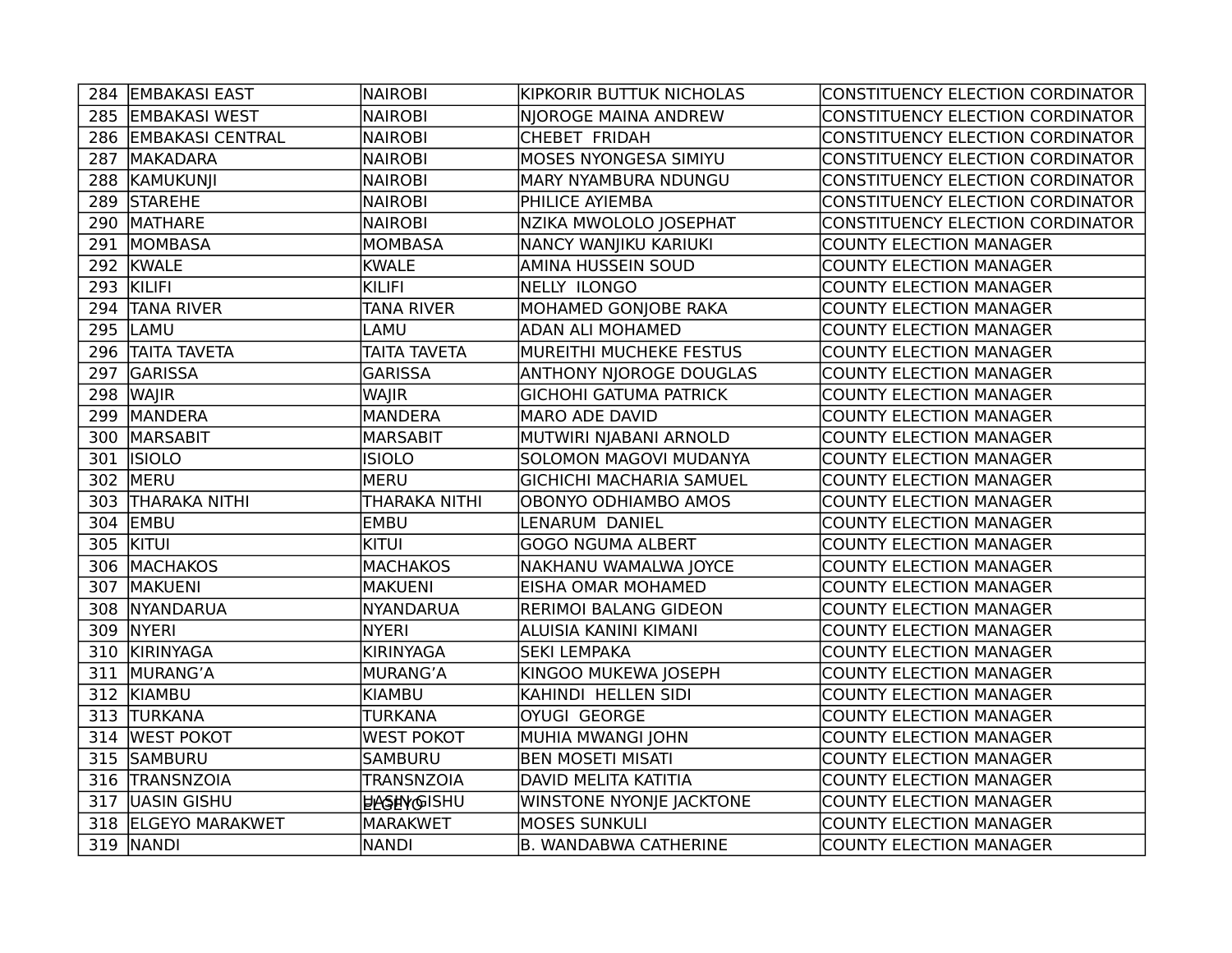| 284 | EMBAKASI EAST | NAIROBI | KIPKORIR BUTTUK NICHOLAS | CONSTITUENCY ELECTION CORDINATOR |
|---|---|---|---|---|
| 285 | EMBAKASI WEST | NAIROBI | NJOROGE MAINA ANDREW | CONSTITUENCY ELECTION CORDINATOR |
| 286 | EMBAKASI CENTRAL | NAIROBI | CHEBET FRIDAH | CONSTITUENCY ELECTION CORDINATOR |
| 287 | MAKADARA | NAIROBI | MOSES NYONGESA SIMIYU | CONSTITUENCY ELECTION CORDINATOR |
| 288 | KAMUKUNJI | NAIROBI | MARY NYAMBURA NDUNGU | CONSTITUENCY ELECTION CORDINATOR |
| 289 | STAREHE | NAIROBI | PHILICE AYIEMBA | CONSTITUENCY ELECTION CORDINATOR |
| 290 | MATHARE | NAIROBI | NZIKA MWOLOLO JOSEPHAT | CONSTITUENCY ELECTION CORDINATOR |
| 291 | MOMBASA | MOMBASA | NANCY WANJIKU KARIUKI | COUNTY ELECTION MANAGER |
| 292 | KWALE | KWALE | AMINA HUSSEIN SOUD | COUNTY ELECTION MANAGER |
| 293 | KILIFI | KILIFI | NELLY ILONGO | COUNTY ELECTION MANAGER |
| 294 | TANA RIVER | TANA RIVER | MOHAMED GONJOBE RAKA | COUNTY ELECTION MANAGER |
| 295 | LAMU | LAMU | ADAN ALI MOHAMED | COUNTY ELECTION MANAGER |
| 296 | TAITA TAVETA | TAITA TAVETA | MUREITHI MUCHEKE FESTUS | COUNTY ELECTION MANAGER |
| 297 | GARISSA | GARISSA | ANTHONY NJOROGE DOUGLAS | COUNTY ELECTION MANAGER |
| 298 | WAJIR | WAJIR | GICHOHI GATUMA PATRICK | COUNTY ELECTION MANAGER |
| 299 | MANDERA | MANDERA | MARO ADE DAVID | COUNTY ELECTION MANAGER |
| 300 | MARSABIT | MARSABIT | MUTWIRI NJABANI ARNOLD | COUNTY ELECTION MANAGER |
| 301 | ISIOLO | ISIOLO | SOLOMON MAGOVI MUDANYA | COUNTY ELECTION MANAGER |
| 302 | MERU | MERU | GICHICHI MACHARIA SAMUEL | COUNTY ELECTION MANAGER |
| 303 | THARAKA NITHI | THARAKA NITHI | OBONYO ODHIAMBO AMOS | COUNTY ELECTION MANAGER |
| 304 | EMBU | EMBU | LENARUM DANIEL | COUNTY ELECTION MANAGER |
| 305 | KITUI | KITUI | GOGO NGUMA ALBERT | COUNTY ELECTION MANAGER |
| 306 | MACHAKOS | MACHAKOS | NAKHANU WAMALWA JOYCE | COUNTY ELECTION MANAGER |
| 307 | MAKUENI | MAKUENI | EISHA OMAR MOHAMED | COUNTY ELECTION MANAGER |
| 308 | NYANDARUA | NYANDARUA | RERIMOI BALANG GIDEON | COUNTY ELECTION MANAGER |
| 309 | NYERI | NYERI | ALUISIA KANINI KIMANI | COUNTY ELECTION MANAGER |
| 310 | KIRINYAGA | KIRINYAGA | SEKI LEMPAKA | COUNTY ELECTION MANAGER |
| 311 | MURANG'A | MURANG'A | KINGOO MUKEWA JOSEPH | COUNTY ELECTION MANAGER |
| 312 | KIAMBU | KIAMBU | KAHINDI HELLEN SIDI | COUNTY ELECTION MANAGER |
| 313 | TURKANA | TURKANA | OYUGI GEORGE | COUNTY ELECTION MANAGER |
| 314 | WEST POKOT | WEST POKOT | MUHIA MWANGI JOHN | COUNTY ELECTION MANAGER |
| 315 | SAMBURU | SAMBURU | BEN MOSETI MISATI | COUNTY ELECTION MANAGER |
| 316 | TRANSNZOIA | TRANSNZOIA | DAVID MELITA KATITIA | COUNTY ELECTION MANAGER |
| 317 | UASIN GISHU | UASIN GISHU | WINSTONE NYONJE JACKTONE | COUNTY ELECTION MANAGER |
| 318 | ELGEYO MARAKWET | ELGEYO MARAKWET | MOSES SUNKULI | COUNTY ELECTION MANAGER |
| 319 | NANDI | NANDI | B. WANDABWA CATHERINE | COUNTY ELECTION MANAGER |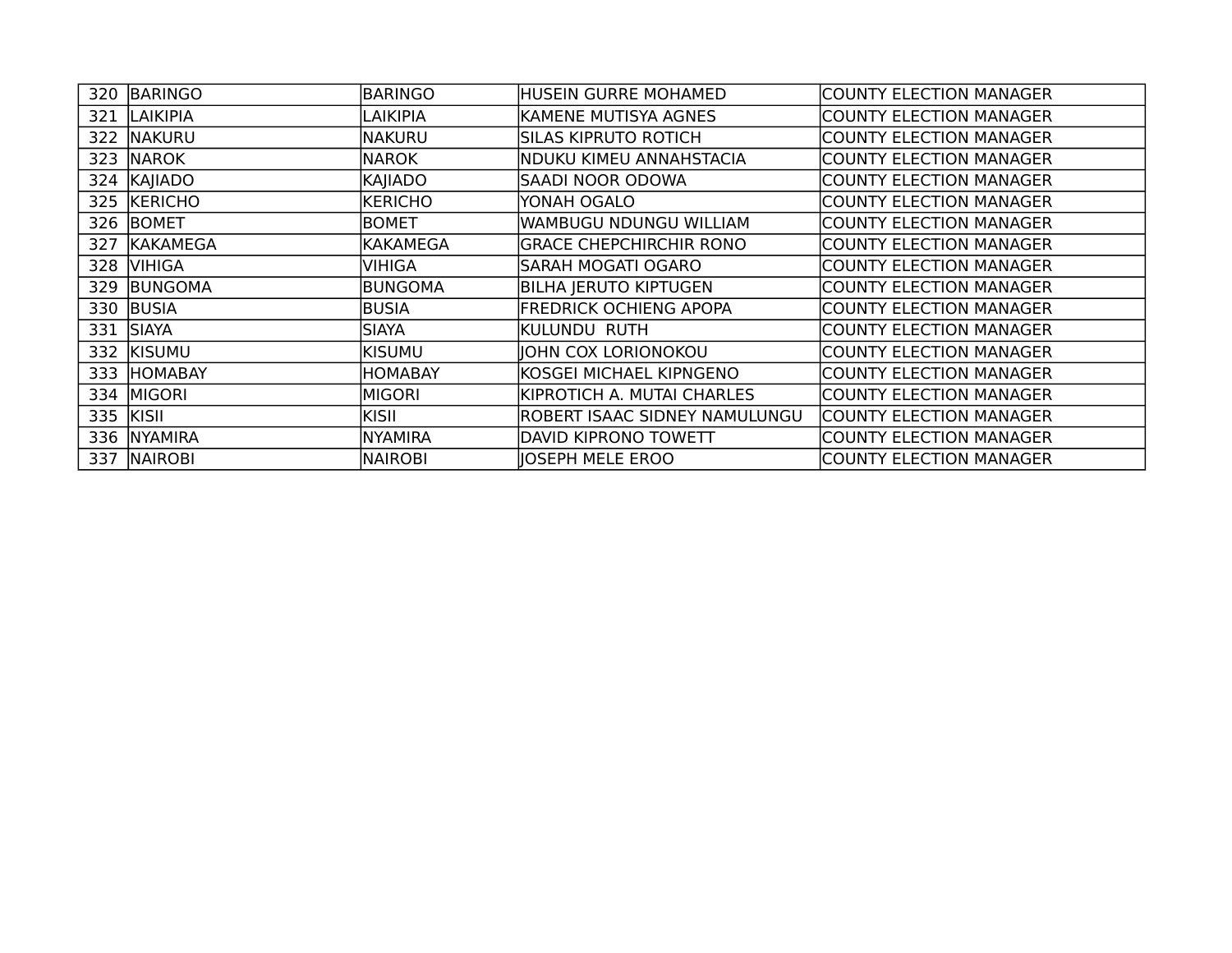| | | | | |
|---|---|---|---|---|
| 320 | BARINGO | BARINGO | HUSEIN GURRE MOHAMED | COUNTY ELECTION MANAGER |
| 321 | LAIKIPIA | LAIKIPIA | KAMENE MUTISYA AGNES | COUNTY ELECTION MANAGER |
| 322 | NAKURU | NAKURU | SILAS KIPRUTO ROTICH | COUNTY ELECTION MANAGER |
| 323 | NAROK | NAROK | NDUKU KIMEU ANNAHSTACIA | COUNTY ELECTION MANAGER |
| 324 | KAJIADO | KAJIADO | SAADI NOOR ODOWA | COUNTY ELECTION MANAGER |
| 325 | KERICHO | KERICHO | YONAH OGALO | COUNTY ELECTION MANAGER |
| 326 | BOMET | BOMET | WAMBUGU NDUNGU WILLIAM | COUNTY ELECTION MANAGER |
| 327 | KAKAMEGA | KAKAMEGA | GRACE CHEPCHIRCHIR RONO | COUNTY ELECTION MANAGER |
| 328 | VIHIGA | VIHIGA | SARAH MOGATI OGARO | COUNTY ELECTION MANAGER |
| 329 | BUNGOMA | BUNGOMA | BILHA JERUTO KIPTUGEN | COUNTY ELECTION MANAGER |
| 330 | BUSIA | BUSIA | FREDRICK OCHIENG APOPA | COUNTY ELECTION MANAGER |
| 331 | SIAYA | SIAYA | KULUNDU RUTH | COUNTY ELECTION MANAGER |
| 332 | KISUMU | KISUMU | JOHN COX LORIONOKOU | COUNTY ELECTION MANAGER |
| 333 | HOMABAY | HOMABAY | KOSGEI MICHAEL KIPNGENO | COUNTY ELECTION MANAGER |
| 334 | MIGORI | MIGORI | KIPROTICH A. MUTAI CHARLES | COUNTY ELECTION MANAGER |
| 335 | KISII | KISII | ROBERT ISAAC SIDNEY NAMULUNGU | COUNTY ELECTION MANAGER |
| 336 | NYAMIRA | NYAMIRA | DAVID KIPRONO TOWETT | COUNTY ELECTION MANAGER |
| 337 | NAIROBI | NAIROBI | JOSEPH MELE EROO | COUNTY ELECTION MANAGER |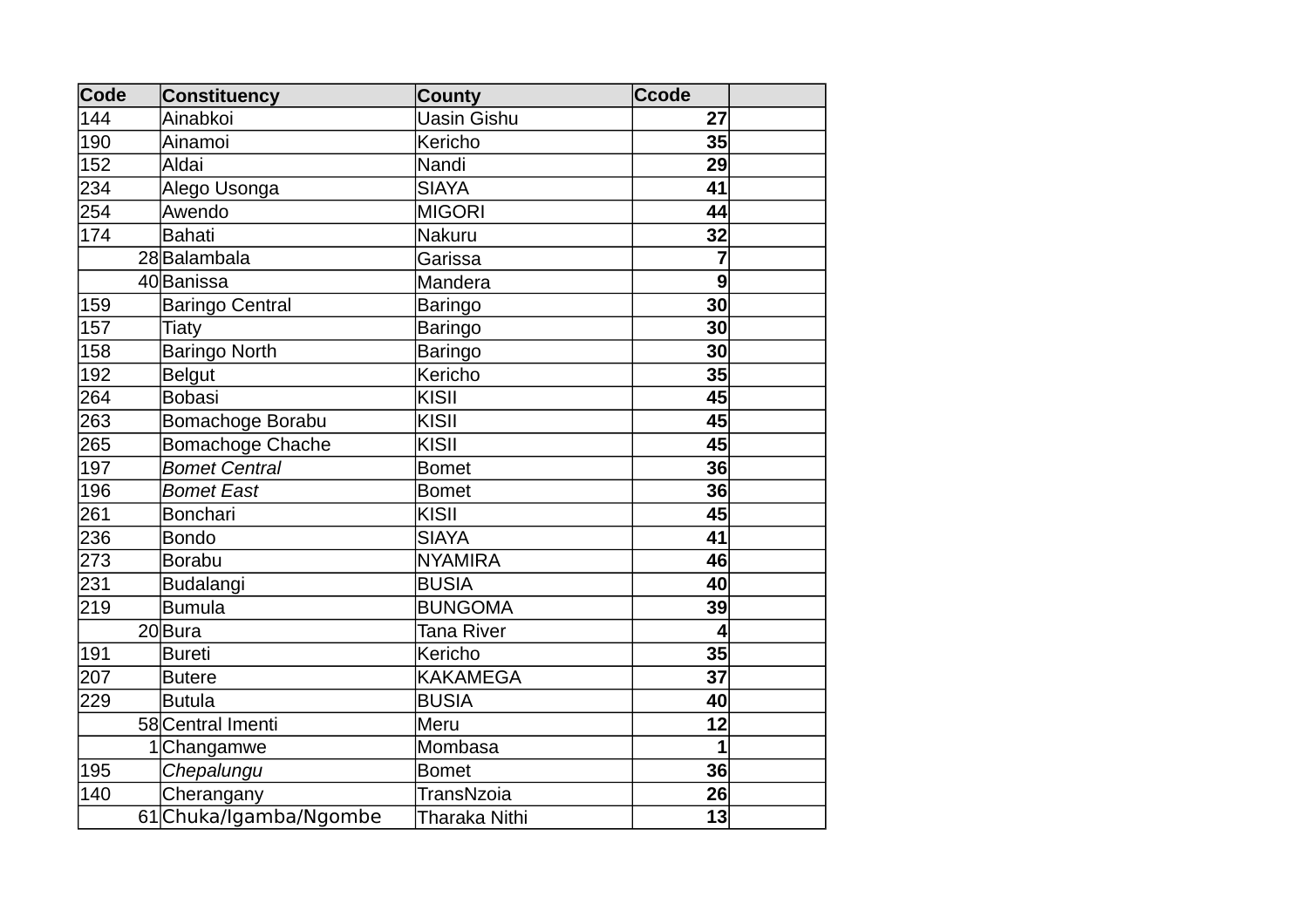| Code | Constituency | County | Ccode | |
|---|---|---|---|---|
| 144 | Ainabkoi | Uasin Gishu | 27 | |
| 190 | Ainamoi | Kericho | 35 | |
| 152 | Aldai | Nandi | 29 | |
| 234 | Alego Usonga | SIAYA | 41 | |
| 254 | Awendo | MIGORI | 44 | |
| 174 | Bahati | Nakuru | 32 | |
| 28 | Balambala | Garissa | 7 | |
| 40 | Banissa | Mandera | 9 | |
| 159 | Baringo Central | Baringo | 30 | |
| 157 | Tiaty | Baringo | 30 | |
| 158 | Baringo North | Baringo | 30 | |
| 192 | Belgut | Kericho | 35 | |
| 264 | Bobasi | KISII | 45 | |
| 263 | Bomachoge Borabu | KISII | 45 | |
| 265 | Bomachoge Chache | KISII | 45 | |
| 197 | *Bomet Central* | Bomet | 36 | |
| 196 | *Bomet East* | Bomet | 36 | |
| 261 | Bonchari | KISII | 45 | |
| 236 | Bondo | SIAYA | 41 | |
| 273 | Borabu | NYAMIRA | 46 | |
| 231 | Budalangi | BUSIA | 40 | |
| 219 | Bumula | BUNGOMA | 39 | |
| 20 | Bura | Tana River | 4 | |
| 191 | Bureti | Kericho | 35 | |
| 207 | Butere | KAKAMEGA | 37 | |
| 229 | Butula | BUSIA | 40 | |
| 58 | Central Imenti | Meru | 12 | |
| 1 | Changamwe | Mombasa | 1 | |
| 195 | *Chepalungu* | Bomet | 36 | |
| 140 | Cherangany | TransNzoia | 26 | |
| 61 | Chuka/Igamba/Ngombe | Tharaka Nithi | 13 | |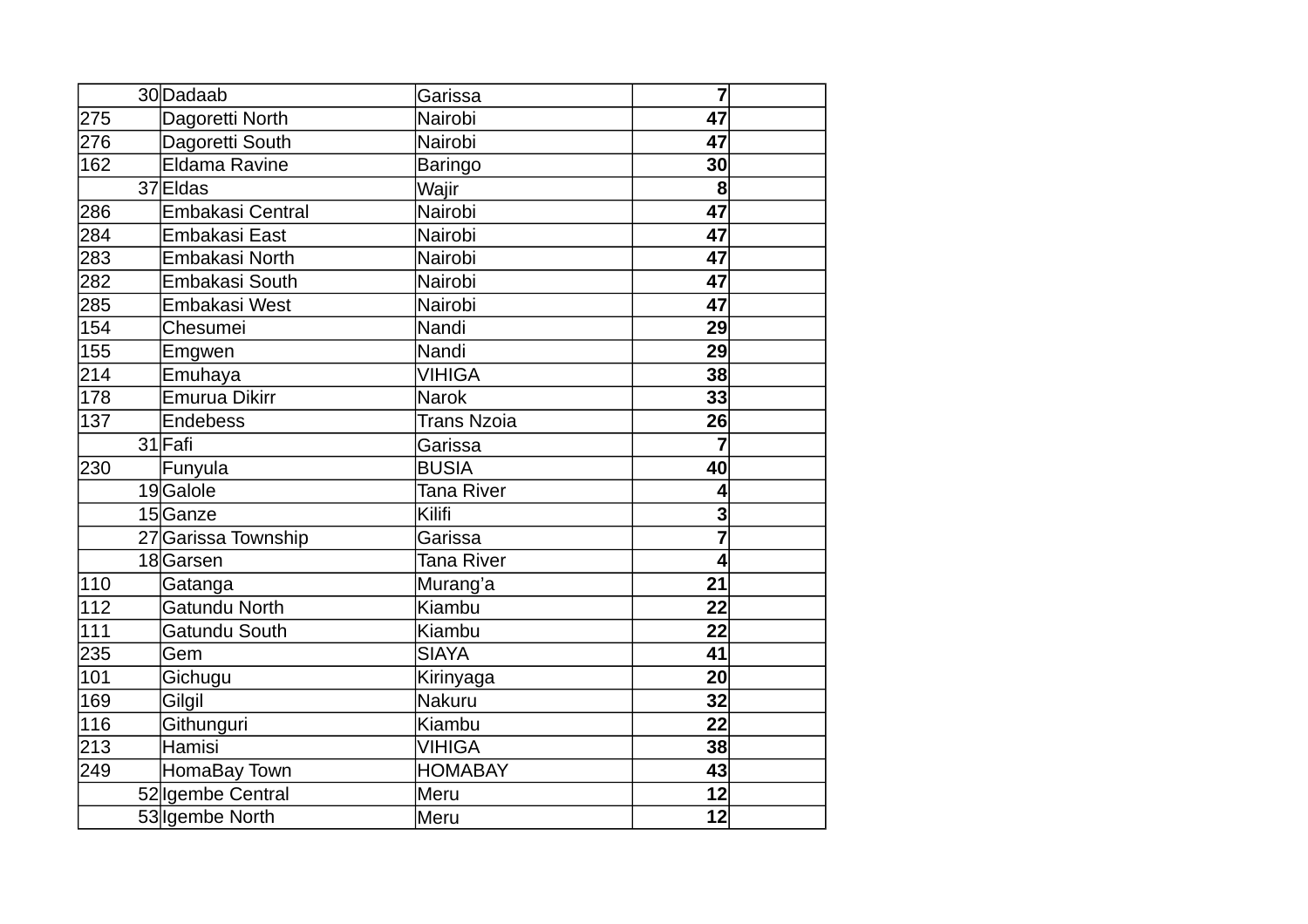| | | | | |
|---|---|---|---|---|
| 30 | Dadaab | Garissa | 7 | |
| 275 | Dagoretti North | Nairobi | 47 | |
| 276 | Dagoretti South | Nairobi | 47 | |
| 162 | Eldama Ravine | Baringo | 30 | |
| 37 | Eldas | Wajir | 8 | |
| 286 | Embakasi Central | Nairobi | 47 | |
| 284 | Embakasi East | Nairobi | 47 | |
| 283 | Embakasi North | Nairobi | 47 | |
| 282 | Embakasi South | Nairobi | 47 | |
| 285 | Embakasi West | Nairobi | 47 | |
| 154 | Chesumei | Nandi | 29 | |
| 155 | Emgwen | Nandi | 29 | |
| 214 | Emuhaya | VIHIGA | 38 | |
| 178 | Emurua Dikirr | Narok | 33 | |
| 137 | Endebess | Trans Nzoia | 26 | |
| 31 | Fafi | Garissa | 7 | |
| 230 | Funyula | BUSIA | 40 | |
| 19 | Galole | Tana River | 4 | |
| 15 | Ganze | Kilifi | 3 | |
| 27 | Garissa Township | Garissa | 7 | |
| 18 | Garsen | Tana River | 4 | |
| 110 | Gatanga | Murang'a | 21 | |
| 112 | Gatundu North | Kiambu | 22 | |
| 111 | Gatundu South | Kiambu | 22 | |
| 235 | Gem | SIAYA | 41 | |
| 101 | Gichugu | Kirinyaga | 20 | |
| 169 | Gilgil | Nakuru | 32 | |
| 116 | Githunguri | Kiambu | 22 | |
| 213 | Hamisi | VIHIGA | 38 | |
| 249 | HomaBay Town | HOMABAY | 43 | |
| 52 | Igembe Central | Meru | 12 | |
| 53 | Igembe North | Meru | 12 | |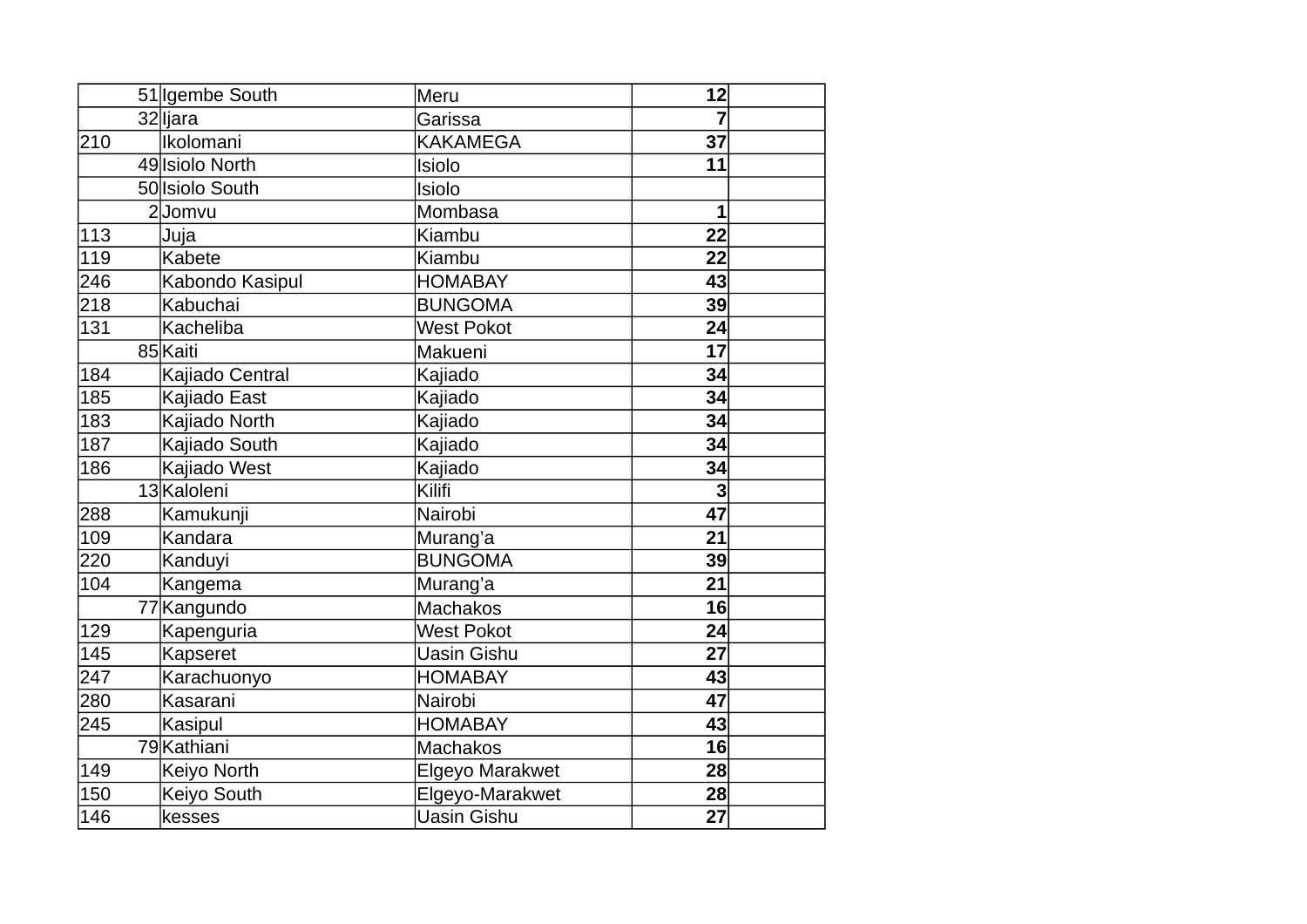| | | | | |
|---|---|---|---|---|
| 51 | Igembe South | Meru | 12 | |
| 32 | Ijara | Garissa | 7 | |
| 210 | Ikolomani | KAKAMEGA | 37 | |
| 49 | Isiolo North | Isiolo | 11 | |
| 50 | Isiolo South | Isiolo | | |
| 2 | Jomvu | Mombasa | 1 | |
| 113 | Juja | Kiambu | 22 | |
| 119 | Kabete | Kiambu | 22 | |
| 246 | Kabondo Kasipul | HOMABAY | 43 | |
| 218 | Kabuchai | BUNGOMA | 39 | |
| 131 | Kacheliba | West Pokot | 24 | |
| 85 | Kaiti | Makueni | 17 | |
| 184 | Kajiado Central | Kajiado | 34 | |
| 185 | Kajiado East | Kajiado | 34 | |
| 183 | Kajiado North | Kajiado | 34 | |
| 187 | Kajiado South | Kajiado | 34 | |
| 186 | Kajiado West | Kajiado | 34 | |
| 13 | Kaloleni | Kilifi | 3 | |
| 288 | Kamukunji | Nairobi | 47 | |
| 109 | Kandara | Murang’a | 21 | |
| 220 | Kanduyi | BUNGOMA | 39 | |
| 104 | Kangema | Murang’a | 21 | |
| 77 | Kangundo | Machakos | 16 | |
| 129 | Kapenguria | West Pokot | 24 | |
| 145 | Kapseret | Uasin Gishu | 27 | |
| 247 | Karachuonyo | HOMABAY | 43 | |
| 280 | Kasarani | Nairobi | 47 | |
| 245 | Kasipul | HOMABAY | 43 | |
| 79 | Kathiani | Machakos | 16 | |
| 149 | Keiyo North | Elgeyo Marakwet | 28 | |
| 150 | Keiyo South | Elgeyo-Marakwet | 28 | |
| 146 | kesses | Uasin Gishu | 27 | |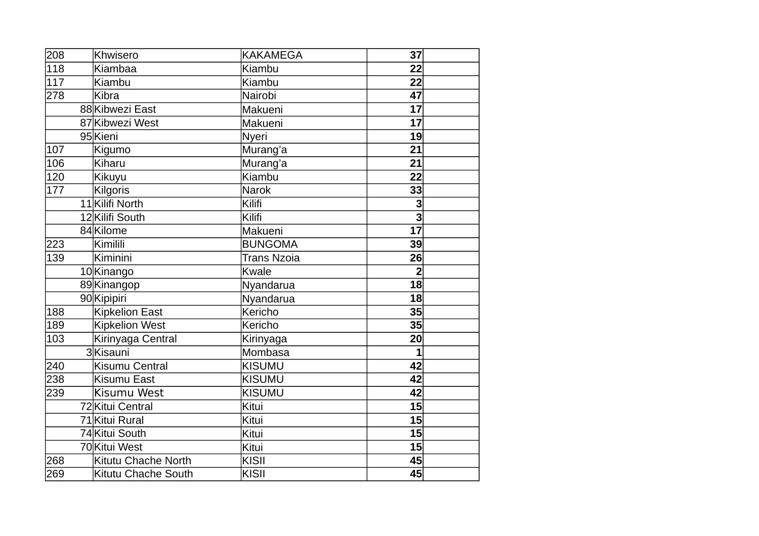| | | | | |
|---|---|---|---|---|
| 208 | Khwisero | KAKAMEGA | **37** | |
| 118 | Kiambaa | Kiambu | **22** | |
| 117 | Kiambu | Kiambu | **22** | |
| 278 | Kibra | Nairobi | **47** | |
| 88 | Kibwezi East | Makueni | **17** | |
| 87 | Kibwezi West | Makueni | **17** | |
| 95 | Kieni | Nyeri | **19** | |
| 107 | Kigumo | Murang’a | **21** | |
| 106 | Kiharu | Murang’a | **21** | |
| 120 | Kikuyu | Kiambu | **22** | |
| 177 | Kilgoris | Narok | **33** | |
| 11 | Kilifi North | Kilifi | **3** | |
| 12 | Kilifi South | Kilifi | **3** | |
| 84 | Kilome | Makueni | **17** | |
| 223 | Kimilili | BUNGOMA | **39** | |
| 139 | Kiminini | Trans Nzoia | **26** | |
| 10 | Kinango | Kwale | **2** | |
| 89 | Kinangop | Nyandarua | **18** | |
| 90 | Kipipiri | Nyandarua | **18** | |
| 188 | Kipkelion East | Kericho | **35** | |
| 189 | Kipkelion West | Kericho | **35** | |
| 103 | Kirinyaga Central | Kirinyaga | **20** | |
| 3 | Kisauni | Mombasa | **1** | |
| 240 | Kisumu Central | KISUMU | **42** | |
| 238 | Kisumu East | KISUMU | **42** | |
| 239 | Kisumu West | KISUMU | **42** | |
| 72 | Kitui Central | Kitui | **15** | |
| 71 | Kitui Rural | Kitui | **15** | |
| 74 | Kitui South | Kitui | **15** | |
| 70 | Kitui West | Kitui | **15** | |
| 268 | Kitutu Chache North | KISII | **45** | |
| 269 | Kitutu Chache South | KISII | **45** | |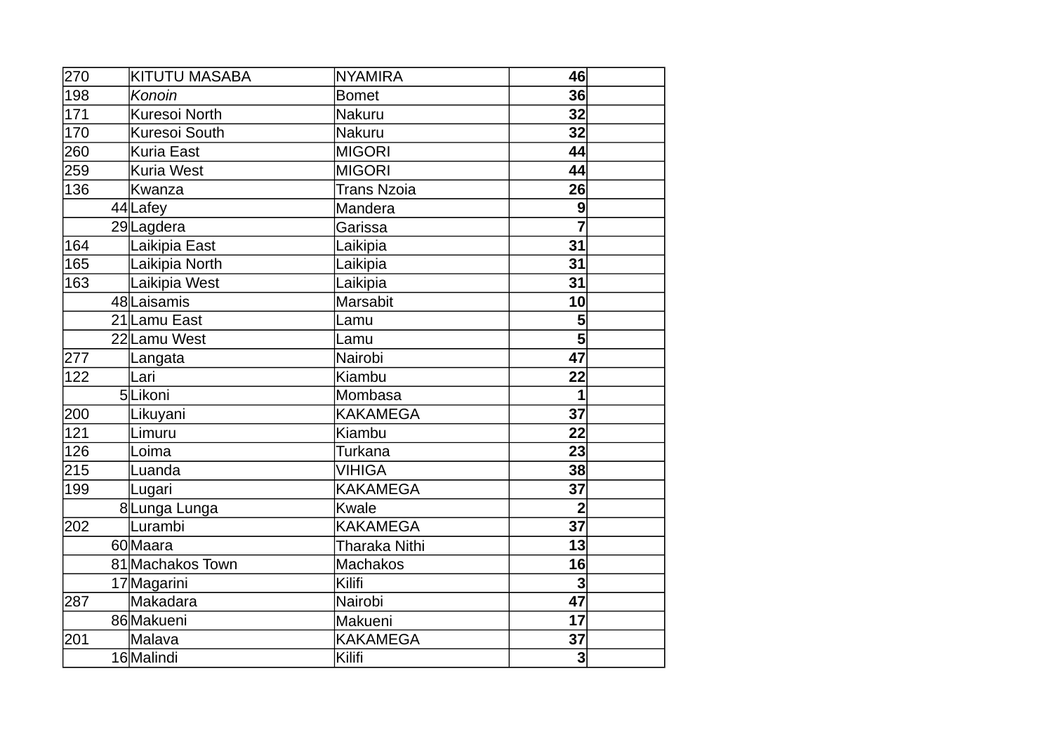| | | | | |
|---|---|---|---|---|
| 270 | KITUTU MASABA | NYAMIRA | **46** | |
| 198 | *Konoin* | Bomet | **36** | |
| 171 | Kuresoi North | Nakuru | **32** | |
| 170 | Kuresoi South | Nakuru | **32** | |
| 260 | Kuria East | MIGORI | **44** | |
| 259 | Kuria West | MIGORI | **44** | |
| 136 | Kwanza | Trans Nzoia | **26** | |
| 44 | Lafey | Mandera | **9** | |
| 29 | Lagdera | Garissa | **7** | |
| 164 | Laikipia East | Laikipia | **31** | |
| 165 | Laikipia North | Laikipia | **31** | |
| 163 | Laikipia West | Laikipia | **31** | |
| 48 | Laisamis | Marsabit | **10** | |
| 21 | Lamu East | Lamu | **5** | |
| 22 | Lamu West | Lamu | **5** | |
| 277 | Langata | Nairobi | **47** | |
| 122 | Lari | Kiambu | **22** | |
| 5 | Likoni | Mombasa | **1** | |
| 200 | Likuyani | KAKAMEGA | **37** | |
| 121 | Limuru | Kiambu | **22** | |
| 126 | Loima | Turkana | **23** | |
| 215 | Luanda | VIHIGA | **38** | |
| 199 | Lugari | KAKAMEGA | **37** | |
| 8 | Lunga Lunga | Kwale | **2** | |
| 202 | Lurambi | KAKAMEGA | **37** | |
| 60 | Maara | Tharaka Nithi | **13** | |
| 81 | Machakos Town | Machakos | **16** | |
| 17 | Magarini | Kilifi | **3** | |
| 287 | Makadara | Nairobi | **47** | |
| 86 | Makueni | Makueni | **17** | |
| 201 | Malava | KAKAMEGA | **37** | |
| 16 | Malindi | Kilifi | **3** | |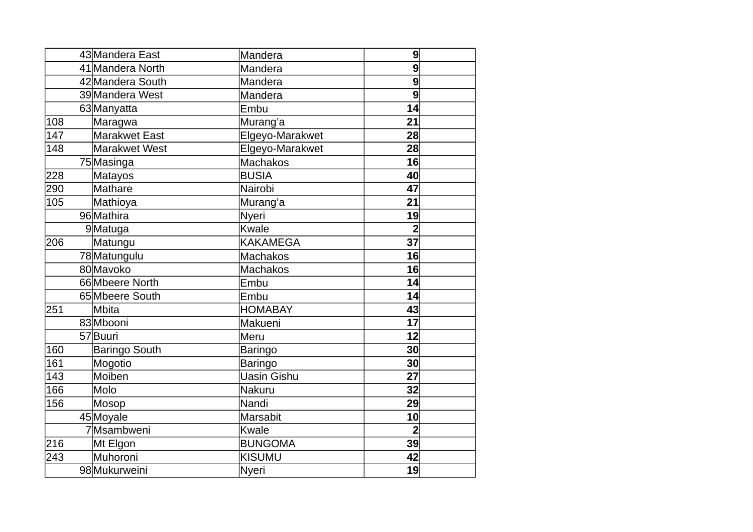| | | | | |
|---|---|---|---|---|
| 43 | Mandera East | Mandera | 9 | |
| 41 | Mandera North | Mandera | 9 | |
| 42 | Mandera South | Mandera | 9 | |
| 39 | Mandera West | Mandera | 9 | |
| 63 | Manyatta | Embu | 14 | |
| 108 | Maragwa | Murang’a | 21 | |
| 147 | Marakwet East | Elgeyo-Marakwet | 28 | |
| 148 | Marakwet West | Elgeyo-Marakwet | 28 | |
| 75 | Masinga | Machakos | 16 | |
| 228 | Matayos | BUSIA | 40 | |
| 290 | Mathare | Nairobi | 47 | |
| 105 | Mathioya | Murang’a | 21 | |
| 96 | Mathira | Nyeri | 19 | |
| 9 | Matuga | Kwale | 2 | |
| 206 | Matungu | KAKAMEGA | 37 | |
| 78 | Matungulu | Machakos | 16 | |
| 80 | Mavoko | Machakos | 16 | |
| 66 | Mbeere North | Embu | 14 | |
| 65 | Mbeere South | Embu | 14 | |
| 251 | Mbita | HOMABAY | 43 | |
| 83 | Mbooni | Makueni | 17 | |
| 57 | Buuri | Meru | 12 | |
| 160 | Baringo South | Baringo | 30 | |
| 161 | Mogotio | Baringo | 30 | |
| 143 | Moiben | Uasin Gishu | 27 | |
| 166 | Molo | Nakuru | 32 | |
| 156 | Mosop | Nandi | 29 | |
| 45 | Moyale | Marsabit | 10 | |
| 7 | Msambweni | Kwale | 2 | |
| 216 | Mt Elgon | BUNGOMA | 39 | |
| 243 | Muhoroni | KISUMU | 42 | |
| 98 | Mukurweini | Nyeri | 19 | |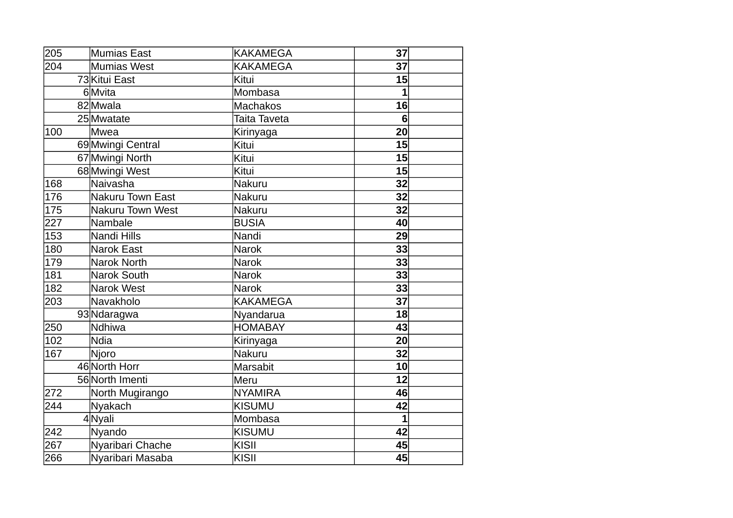| | | | | |
|---|---|---|---|---|
| 205 | Mumias East | KAKAMEGA | 37 | |
| 204 | Mumias West | KAKAMEGA | 37 | |
| 73 | Kitui East | Kitui | 15 | |
| 6 | Mvita | Mombasa | 1 | |
| 82 | Mwala | Machakos | 16 | |
| 25 | Mwatate | Taita Taveta | 6 | |
| 100 | Mwea | Kirinyaga | 20 | |
| 69 | Mwingi Central | Kitui | 15 | |
| 67 | Mwingi North | Kitui | 15 | |
| 68 | Mwingi West | Kitui | 15 | |
| 168 | Naivasha | Nakuru | 32 | |
| 176 | Nakuru Town East | Nakuru | 32 | |
| 175 | Nakuru Town West | Nakuru | 32 | |
| 227 | Nambale | BUSIA | 40 | |
| 153 | Nandi Hills | Nandi | 29 | |
| 180 | Narok East | Narok | 33 | |
| 179 | Narok North | Narok | 33 | |
| 181 | Narok South | Narok | 33 | |
| 182 | Narok West | Narok | 33 | |
| 203 | Navakholo | KAKAMEGA | 37 | |
| 93 | Ndaragwa | Nyandarua | 18 | |
| 250 | Ndhiwa | HOMABAY | 43 | |
| 102 | Ndia | Kirinyaga | 20 | |
| 167 | Njoro | Nakuru | 32 | |
| 46 | North Horr | Marsabit | 10 | |
| 56 | North Imenti | Meru | 12 | |
| 272 | North Mugirango | NYAMIRA | 46 | |
| 244 | Nyakach | KISUMU | 42 | |
| 4 | Nyali | Mombasa | 1 | |
| 242 | Nyando | KISUMU | 42 | |
| 267 | Nyaribari Chache | KISII | 45 | |
| 266 | Nyaribari Masaba | KISII | 45 | |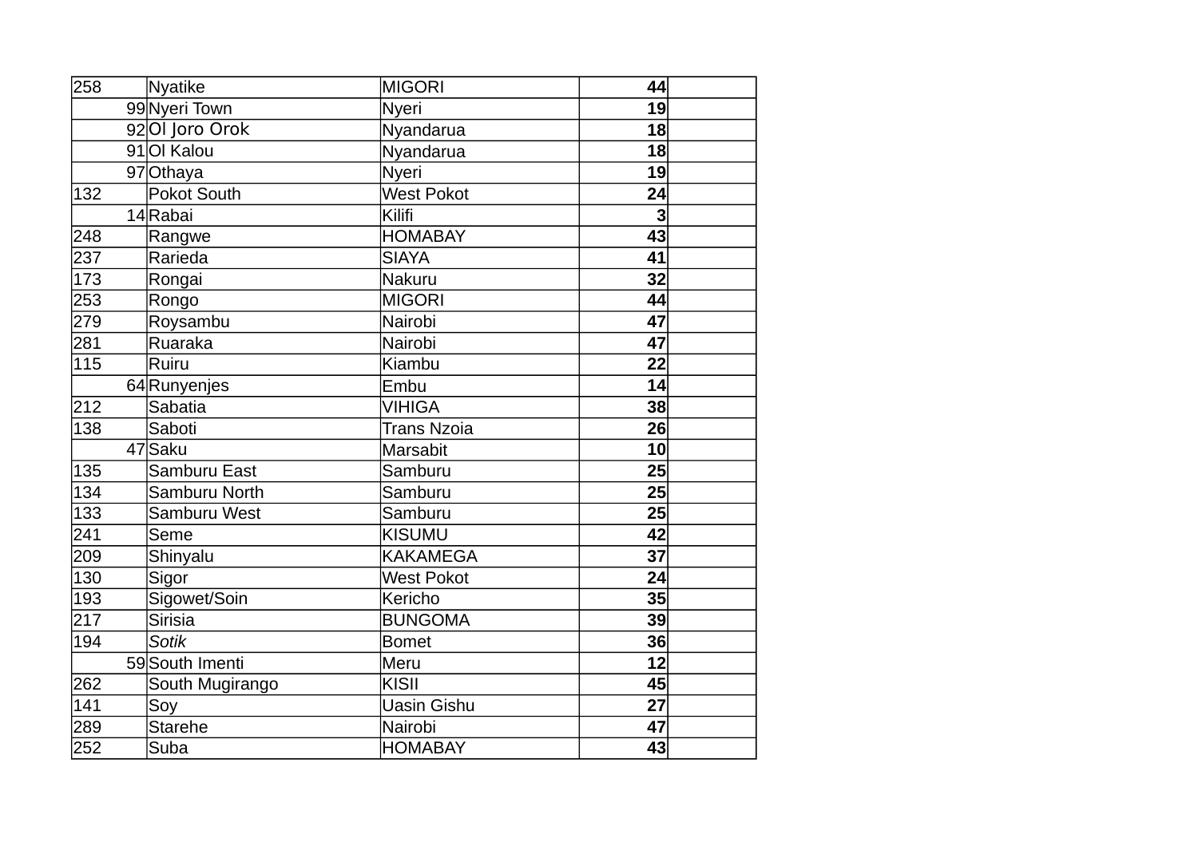| | | | | |
|---|---|---|---|---|
| 258 | Nyatike | MIGORI | **44** | |
| 99 | Nyeri Town | Nyeri | **19** | |
| 92 | Ol Joro Orok | Nyandarua | **18** | |
| 91 | Ol Kalou | Nyandarua | **18** | |
| 97 | Othaya | Nyeri | **19** | |
| 132 | Pokot South | West Pokot | **24** | |
| 14 | Rabai | Kilifi | **3** | |
| 248 | Rangwe | HOMABAY | **43** | |
| 237 | Rarieda | SIAYA | **41** | |
| 173 | Rongai | Nakuru | **32** | |
| 253 | Rongo | MIGORI | **44** | |
| 279 | Roysambu | Nairobi | **47** | |
| 281 | Ruaraka | Nairobi | **47** | |
| 115 | Ruiru | Kiambu | **22** | |
| 64 | Runyenjes | Embu | **14** | |
| 212 | Sabatia | VIHIGA | **38** | |
| 138 | Saboti | Trans Nzoia | **26** | |
| 47 | Saku | Marsabit | **10** | |
| 135 | Samburu East | Samburu | **25** | |
| 134 | Samburu North | Samburu | **25** | |
| 133 | Samburu West | Samburu | **25** | |
| 241 | Seme | KISUMU | **42** | |
| 209 | Shinyalu | KAKAMEGA | **37** | |
| 130 | Sigor | West Pokot | **24** | |
| 193 | Sigowet/Soin | Kericho | **35** | |
| 217 | Sirisia | BUNGOMA | **39** | |
| 194 | *Sotik* | Bomet | **36** | |
| 59 | South Imenti | Meru | **12** | |
| 262 | South Mugirango | KISII | **45** | |
| 141 | Soy | Uasin Gishu | **27** | |
| 289 | Starehe | Nairobi | **47** | |
| 252 | Suba | HOMABAY | **43** | |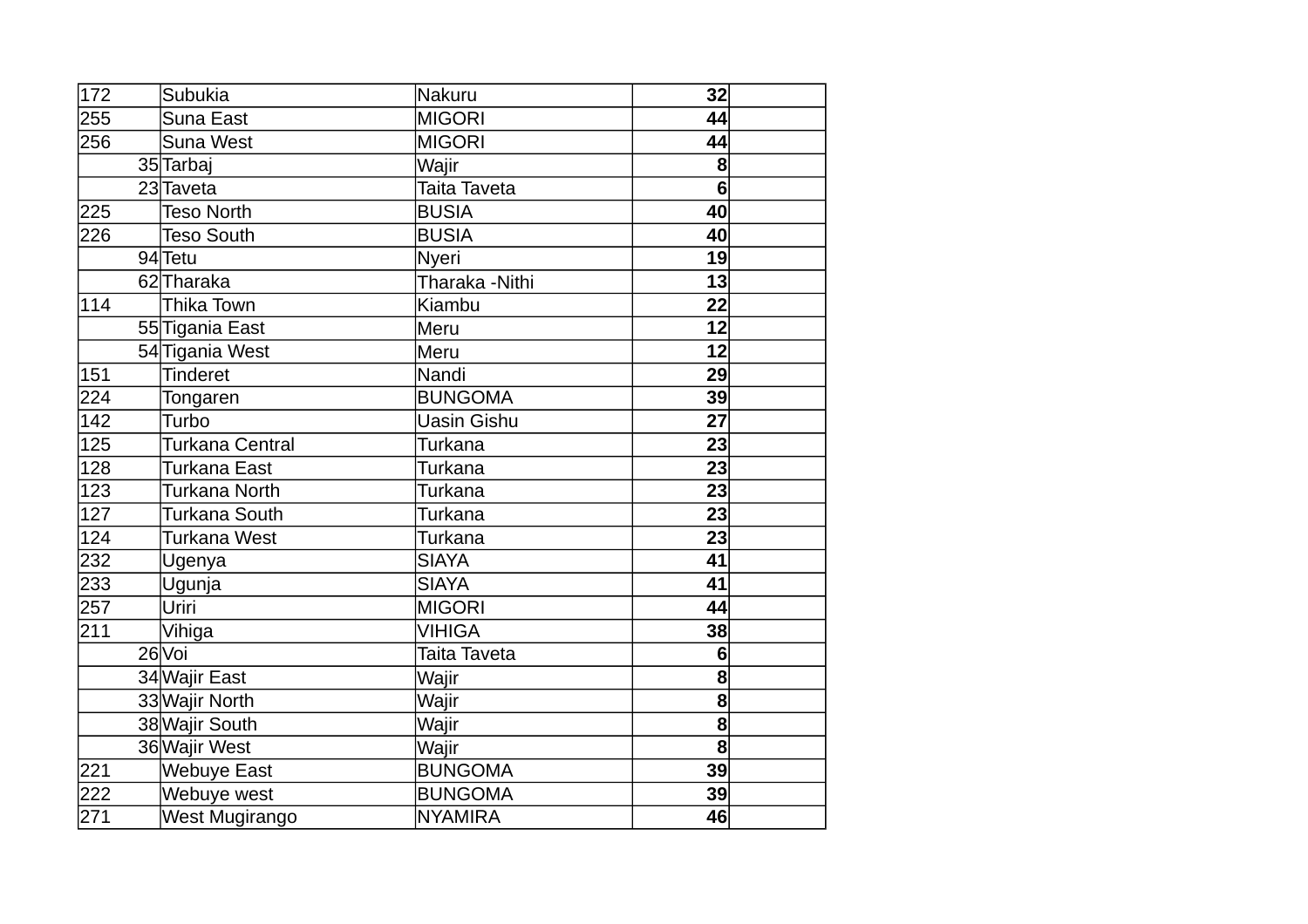| | | | | |
|---|---|---|---|---|
| 172 | Subukia | Nakuru | 32 | |
| 255 | Suna East | MIGORI | 44 | |
| 256 | Suna West | MIGORI | 44 | |
| 35 | Tarbaj | Wajir | 8 | |
| 23 | Taveta | Taita Taveta | 6 | |
| 225 | Teso North | BUSIA | 40 | |
| 226 | Teso South | BUSIA | 40 | |
| 94 | Tetu | Nyeri | 19 | |
| 62 | Tharaka | Tharaka -Nithi | 13 | |
| 114 | Thika Town | Kiambu | 22 | |
| 55 | Tigania East | Meru | 12 | |
| 54 | Tigania West | Meru | 12 | |
| 151 | Tinderet | Nandi | 29 | |
| 224 | Tongaren | BUNGOMA | 39 | |
| 142 | Turbo | Uasin Gishu | 27 | |
| 125 | Turkana Central | Turkana | 23 | |
| 128 | Turkana East | Turkana | 23 | |
| 123 | Turkana North | Turkana | 23 | |
| 127 | Turkana South | Turkana | 23 | |
| 124 | Turkana West | Turkana | 23 | |
| 232 | Ugenya | SIAYA | 41 | |
| 233 | Ugunja | SIAYA | 41 | |
| 257 | Uriri | MIGORI | 44 | |
| 211 | Vihiga | VIHIGA | 38 | |
| 26 | Voi | Taita Taveta | 6 | |
| 34 | Wajir East | Wajir | 8 | |
| 33 | Wajir North | Wajir | 8 | |
| 38 | Wajir South | Wajir | 8 | |
| 36 | Wajir West | Wajir | 8 | |
| 221 | Webuye East | BUNGOMA | 39 | |
| 222 | Webuye west | BUNGOMA | 39 | |
| 271 | West Mugirango | NYAMIRA | 46 | |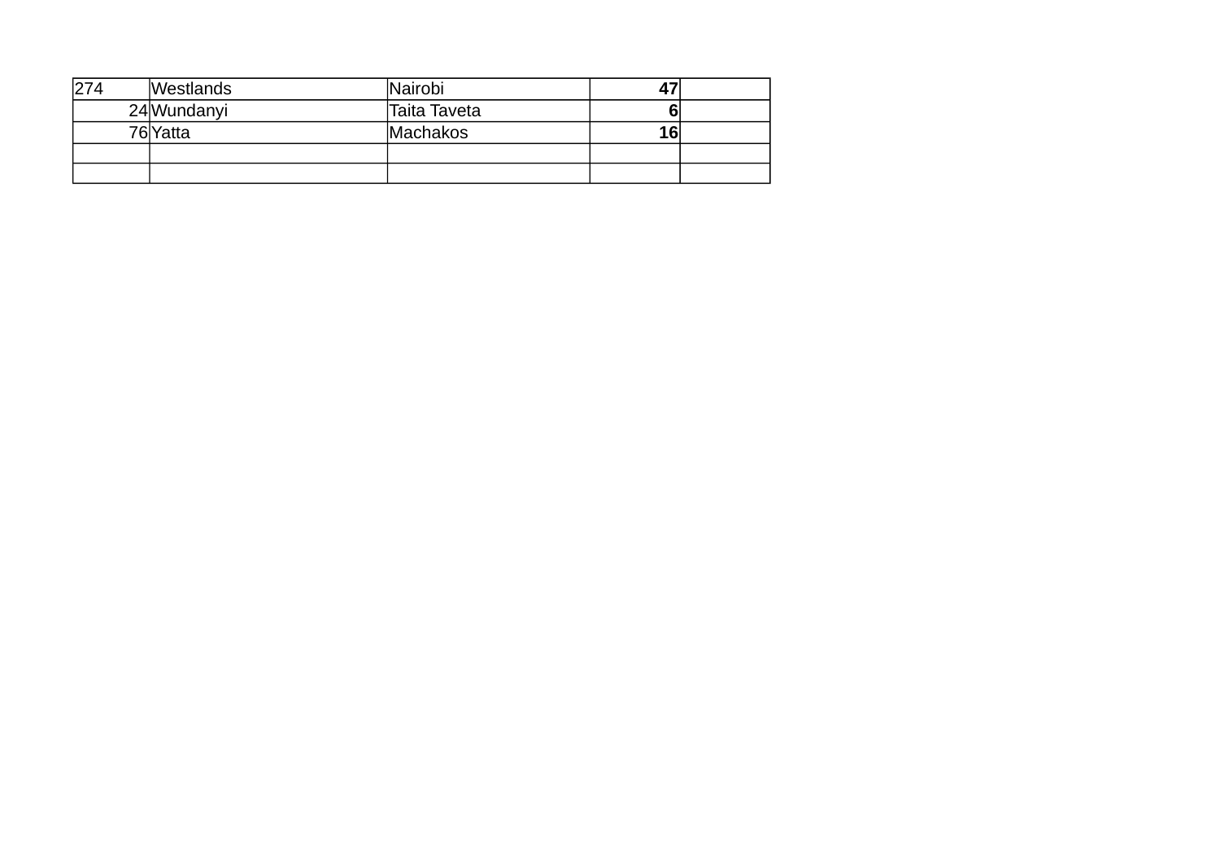| | | | | |
|---|---|---|---|---|
| 274 | Westlands | Nairobi | **47** | |
| 24 | Wundanyi | Taita Taveta | **6** | |
| 76 | Yatta | Machakos | **16** | |
| | | | | |
| | | | | |